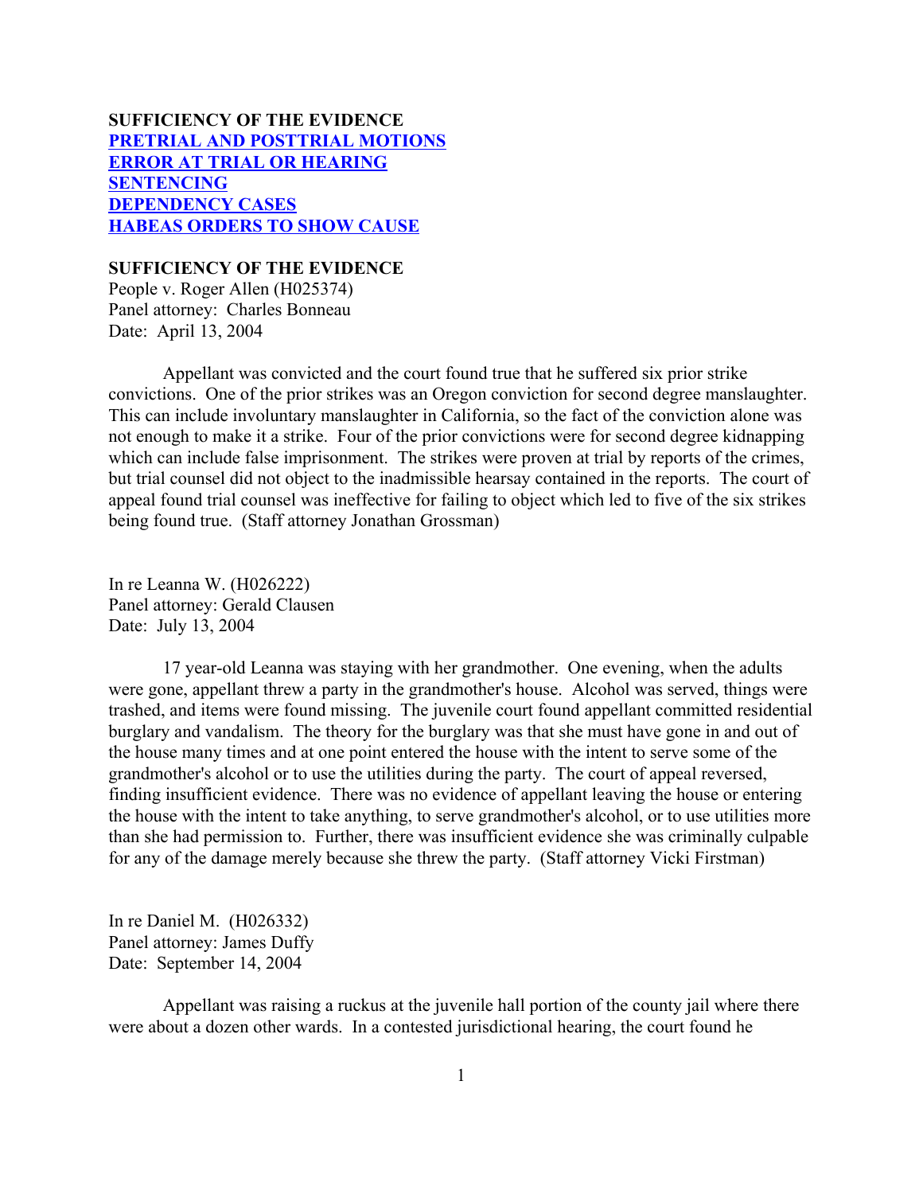**SUFFICIENCY OF THE EVIDENCE**
**PRETRIAL AND POSTTRIAL MOTIONS**
**ERROR AT TRIAL OR HEARING**
**SENTENCING**
**DEPENDENCY CASES**
**HABEAS ORDERS TO SHOW CAUSE**

## SUFFICIENCY OF THE EVIDENCE

People v. Roger Allen (H025374)
Panel attorney: Charles Bonneau
Date: April 13, 2004

Appellant was convicted and the court found true that he suffered six prior strike convictions. One of the prior strikes was an Oregon conviction for second degree manslaughter. This can include involuntary manslaughter in California, so the fact of the conviction alone was not enough to make it a strike. Four of the prior convictions were for second degree kidnapping which can include false imprisonment. The strikes were proven at trial by reports of the crimes, but trial counsel did not object to the inadmissible hearsay contained in the reports. The court of appeal found trial counsel was ineffective for failing to object which led to five of the six strikes being found true. (Staff attorney Jonathan Grossman)

In re Leanna W. (H026222)
Panel attorney: Gerald Clausen
Date: July 13, 2004

17 year-old Leanna was staying with her grandmother. One evening, when the adults were gone, appellant threw a party in the grandmother's house. Alcohol was served, things were trashed, and items were found missing. The juvenile court found appellant committed residential burglary and vandalism. The theory for the burglary was that she must have gone in and out of the house many times and at one point entered the house with the intent to serve some of the grandmother's alcohol or to use the utilities during the party. The court of appeal reversed, finding insufficient evidence. There was no evidence of appellant leaving the house or entering the house with the intent to take anything, to serve grandmother's alcohol, or to use utilities more than she had permission to. Further, there was insufficient evidence she was criminally culpable for any of the damage merely because she threw the party. (Staff attorney Vicki Firstman)

In re Daniel M. (H026332)
Panel attorney: James Duffy
Date: September 14, 2004

Appellant was raising a ruckus at the juvenile hall portion of the county jail where there were about a dozen other wards. In a contested jurisdictional hearing, the court found he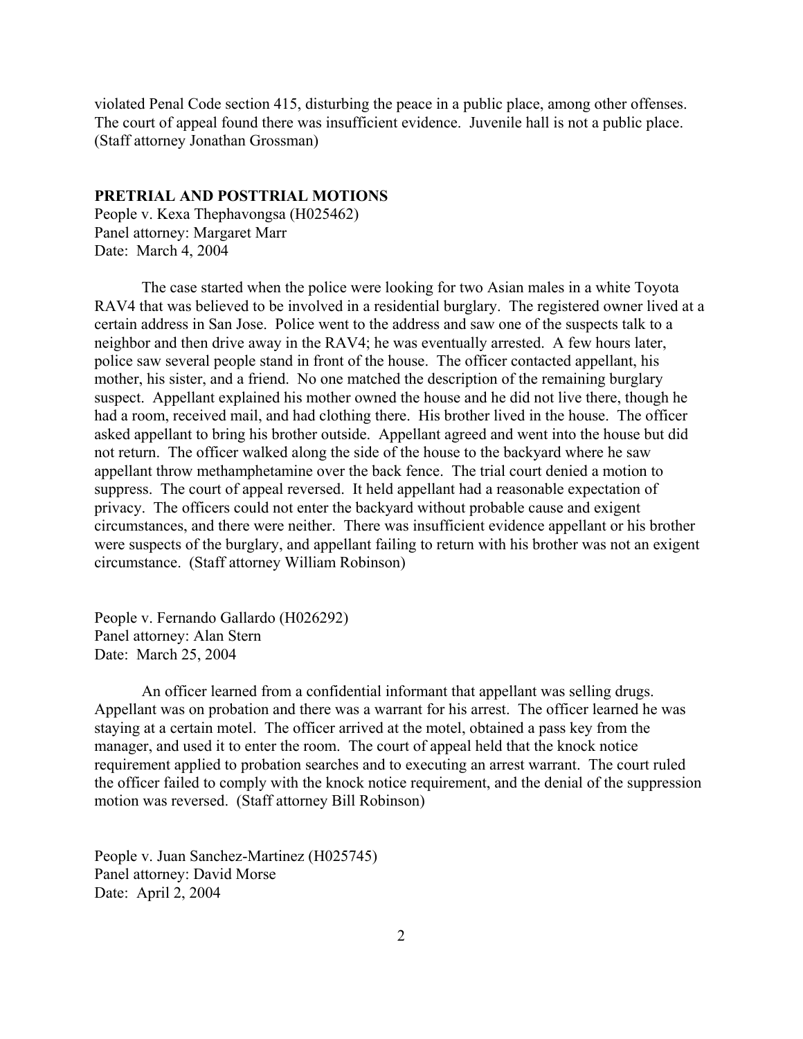violated Penal Code section 415, disturbing the peace in a public place, among other offenses. The court of appeal found there was insufficient evidence. Juvenile hall is not a public place. (Staff attorney Jonathan Grossman)

## PRETRIAL AND POSTTRIAL MOTIONS

People v. Kexa Thephavongsa (H025462)
Panel attorney: Margaret Marr
Date: March 4, 2004

The case started when the police were looking for two Asian males in a white Toyota RAV4 that was believed to be involved in a residential burglary. The registered owner lived at a certain address in San Jose. Police went to the address and saw one of the suspects talk to a neighbor and then drive away in the RAV4; he was eventually arrested. A few hours later, police saw several people stand in front of the house. The officer contacted appellant, his mother, his sister, and a friend. No one matched the description of the remaining burglary suspect. Appellant explained his mother owned the house and he did not live there, though he had a room, received mail, and had clothing there. His brother lived in the house. The officer asked appellant to bring his brother outside. Appellant agreed and went into the house but did not return. The officer walked along the side of the house to the backyard where he saw appellant throw methamphetamine over the back fence. The trial court denied a motion to suppress. The court of appeal reversed. It held appellant had a reasonable expectation of privacy. The officers could not enter the backyard without probable cause and exigent circumstances, and there were neither. There was insufficient evidence appellant or his brother were suspects of the burglary, and appellant failing to return with his brother was not an exigent circumstance. (Staff attorney William Robinson)

People v. Fernando Gallardo (H026292)
Panel attorney: Alan Stern
Date: March 25, 2004

An officer learned from a confidential informant that appellant was selling drugs. Appellant was on probation and there was a warrant for his arrest. The officer learned he was staying at a certain motel. The officer arrived at the motel, obtained a pass key from the manager, and used it to enter the room. The court of appeal held that the knock notice requirement applied to probation searches and to executing an arrest warrant. The court ruled the officer failed to comply with the knock notice requirement, and the denial of the suppression motion was reversed. (Staff attorney Bill Robinson)

People v. Juan Sanchez-Martinez (H025745)
Panel attorney: David Morse
Date: April 2, 2004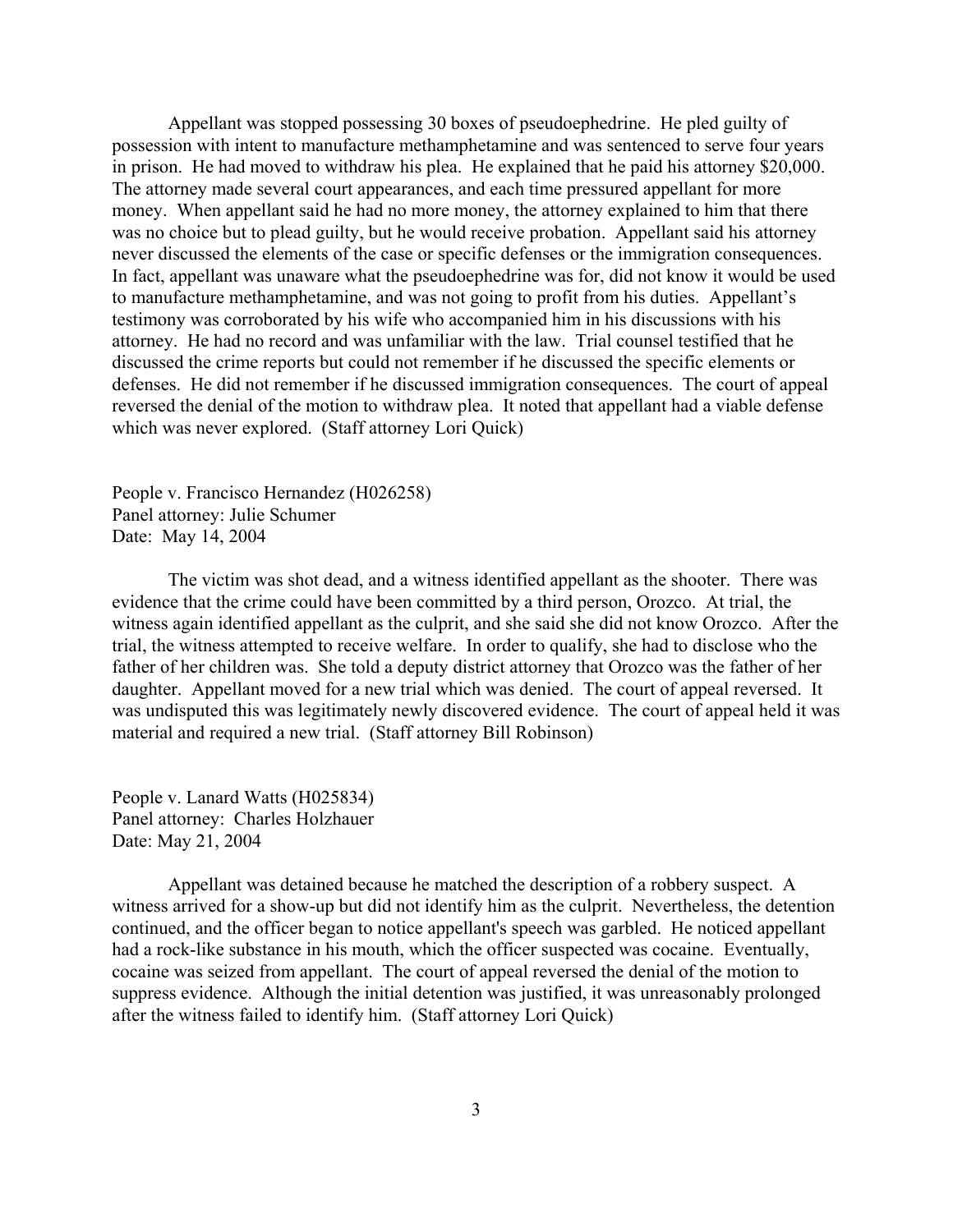Appellant was stopped possessing 30 boxes of pseudoephedrine. He pled guilty of possession with intent to manufacture methamphetamine and was sentenced to serve four years in prison. He had moved to withdraw his plea. He explained that he paid his attorney $20,000. The attorney made several court appearances, and each time pressured appellant for more money. When appellant said he had no more money, the attorney explained to him that there was no choice but to plead guilty, but he would receive probation. Appellant said his attorney never discussed the elements of the case or specific defenses or the immigration consequences. In fact, appellant was unaware what the pseudoephedrine was for, did not know it would be used to manufacture methamphetamine, and was not going to profit from his duties. Appellant's testimony was corroborated by his wife who accompanied him in his discussions with his attorney. He had no record and was unfamiliar with the law. Trial counsel testified that he discussed the crime reports but could not remember if he discussed the specific elements or defenses. He did not remember if he discussed immigration consequences. The court of appeal reversed the denial of the motion to withdraw plea. It noted that appellant had a viable defense which was never explored. (Staff attorney Lori Quick)

People v. Francisco Hernandez (H026258)
Panel attorney: Julie Schumer
Date: May 14, 2004

The victim was shot dead, and a witness identified appellant as the shooter. There was evidence that the crime could have been committed by a third person, Orozco. At trial, the witness again identified appellant as the culprit, and she said she did not know Orozco. After the trial, the witness attempted to receive welfare. In order to qualify, she had to disclose who the father of her children was. She told a deputy district attorney that Orozco was the father of her daughter. Appellant moved for a new trial which was denied. The court of appeal reversed. It was undisputed this was legitimately newly discovered evidence. The court of appeal held it was material and required a new trial. (Staff attorney Bill Robinson)

People v. Lanard Watts (H025834)
Panel attorney: Charles Holzhauer
Date: May 21, 2004

Appellant was detained because he matched the description of a robbery suspect. A witness arrived for a show-up but did not identify him as the culprit. Nevertheless, the detention continued, and the officer began to notice appellant's speech was garbled. He noticed appellant had a rock-like substance in his mouth, which the officer suspected was cocaine. Eventually, cocaine was seized from appellant. The court of appeal reversed the denial of the motion to suppress evidence. Although the initial detention was justified, it was unreasonably prolonged after the witness failed to identify him. (Staff attorney Lori Quick)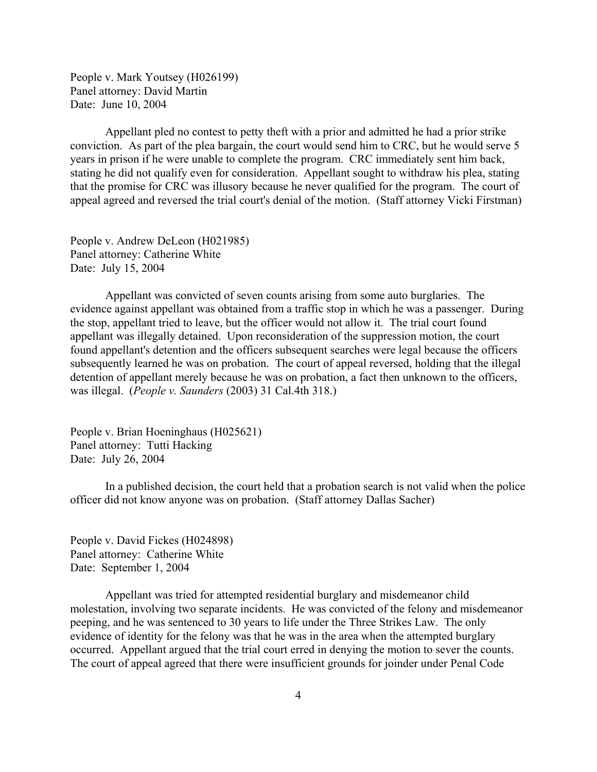People v. Mark Youtsey (H026199)
Panel attorney: David Martin
Date: June 10, 2004

Appellant pled no contest to petty theft with a prior and admitted he had a prior strike conviction. As part of the plea bargain, the court would send him to CRC, but he would serve 5 years in prison if he were unable to complete the program. CRC immediately sent him back, stating he did not qualify even for consideration. Appellant sought to withdraw his plea, stating that the promise for CRC was illusory because he never qualified for the program. The court of appeal agreed and reversed the trial court's denial of the motion. (Staff attorney Vicki Firstman)

People v. Andrew DeLeon (H021985)
Panel attorney: Catherine White
Date: July 15, 2004

Appellant was convicted of seven counts arising from some auto burglaries. The evidence against appellant was obtained from a traffic stop in which he was a passenger. During the stop, appellant tried to leave, but the officer would not allow it. The trial court found appellant was illegally detained. Upon reconsideration of the suppression motion, the court found appellant's detention and the officers subsequent searches were legal because the officers subsequently learned he was on probation. The court of appeal reversed, holding that the illegal detention of appellant merely because he was on probation, a fact then unknown to the officers, was illegal. (*People v. Saunders* (2003) 31 Cal.4th 318.)

People v. Brian Hoeninghaus (H025621)
Panel attorney: Tutti Hacking
Date: July 26, 2004

In a published decision, the court held that a probation search is not valid when the police officer did not know anyone was on probation. (Staff attorney Dallas Sacher)

People v. David Fickes (H024898)
Panel attorney: Catherine White
Date: September 1, 2004

Appellant was tried for attempted residential burglary and misdemeanor child molestation, involving two separate incidents. He was convicted of the felony and misdemeanor peeping, and he was sentenced to 30 years to life under the Three Strikes Law. The only evidence of identity for the felony was that he was in the area when the attempted burglary occurred. Appellant argued that the trial court erred in denying the motion to sever the counts. The court of appeal agreed that there were insufficient grounds for joinder under Penal Code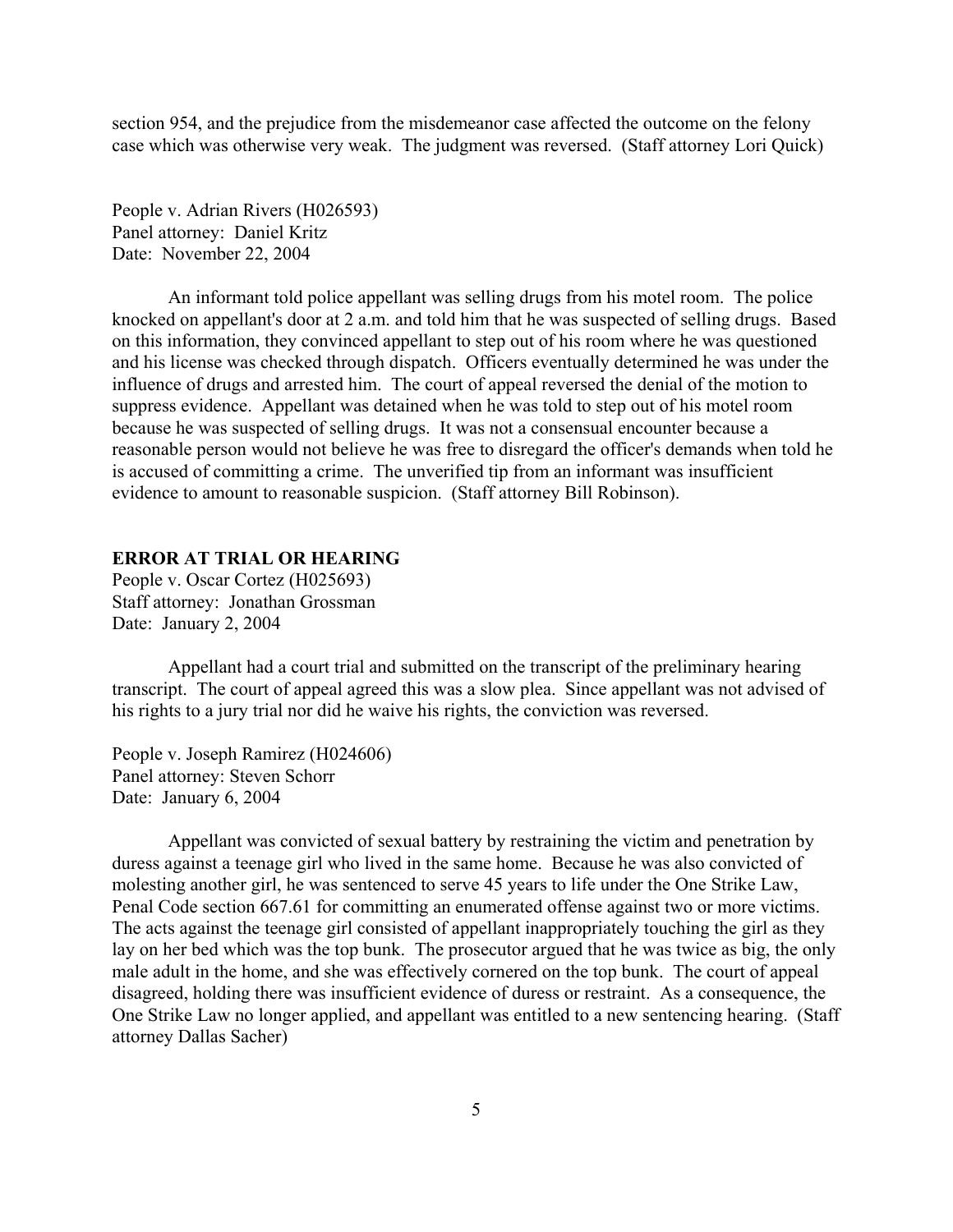section 954, and the prejudice from the misdemeanor case affected the outcome on the felony case which was otherwise very weak. The judgment was reversed. (Staff attorney Lori Quick)

People v. Adrian Rivers (H026593)
Panel attorney: Daniel Kritz
Date: November 22, 2004

An informant told police appellant was selling drugs from his motel room. The police knocked on appellant's door at 2 a.m. and told him that he was suspected of selling drugs. Based on this information, they convinced appellant to step out of his room where he was questioned and his license was checked through dispatch. Officers eventually determined he was under the influence of drugs and arrested him. The court of appeal reversed the denial of the motion to suppress evidence. Appellant was detained when he was told to step out of his motel room because he was suspected of selling drugs. It was not a consensual encounter because a reasonable person would not believe he was free to disregard the officer's demands when told he is accused of committing a crime. The unverified tip from an informant was insufficient evidence to amount to reasonable suspicion. (Staff attorney Bill Robinson).

**ERROR AT TRIAL OR HEARING**

People v. Oscar Cortez (H025693)
Staff attorney: Jonathan Grossman
Date: January 2, 2004

Appellant had a court trial and submitted on the transcript of the preliminary hearing transcript. The court of appeal agreed this was a slow plea. Since appellant was not advised of his rights to a jury trial nor did he waive his rights, the conviction was reversed.

People v. Joseph Ramirez (H024606)
Panel attorney: Steven Schorr
Date: January 6, 2004

Appellant was convicted of sexual battery by restraining the victim and penetration by duress against a teenage girl who lived in the same home. Because he was also convicted of molesting another girl, he was sentenced to serve 45 years to life under the One Strike Law, Penal Code section 667.61 for committing an enumerated offense against two or more victims. The acts against the teenage girl consisted of appellant inappropriately touching the girl as they lay on her bed which was the top bunk. The prosecutor argued that he was twice as big, the only male adult in the home, and she was effectively cornered on the top bunk. The court of appeal disagreed, holding there was insufficient evidence of duress or restraint. As a consequence, the One Strike Law no longer applied, and appellant was entitled to a new sentencing hearing. (Staff attorney Dallas Sacher)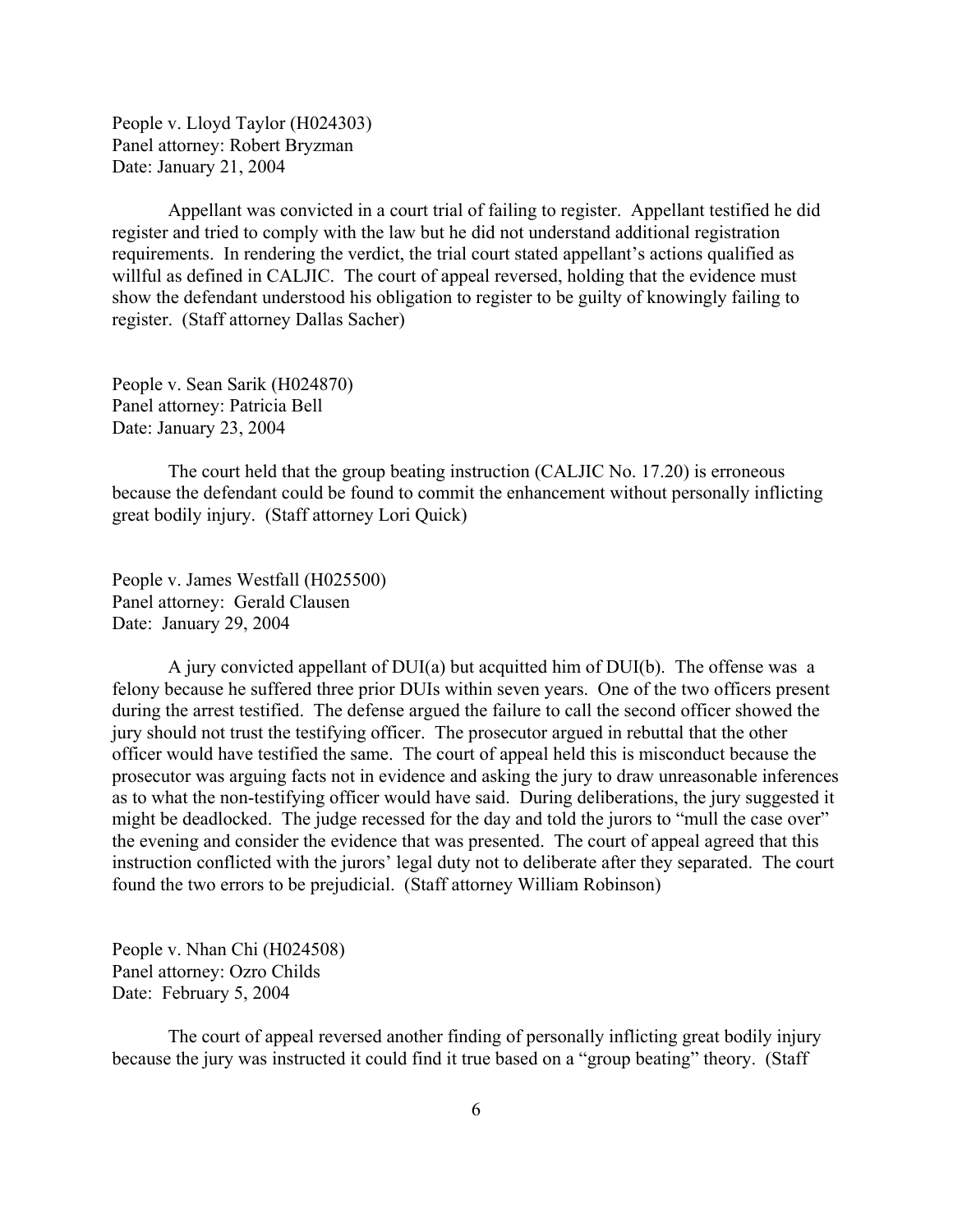People v. Lloyd Taylor (H024303)
Panel attorney: Robert Bryzman
Date: January 21, 2004

Appellant was convicted in a court trial of failing to register. Appellant testified he did register and tried to comply with the law but he did not understand additional registration requirements. In rendering the verdict, the trial court stated appellant's actions qualified as willful as defined in CALJIC. The court of appeal reversed, holding that the evidence must show the defendant understood his obligation to register to be guilty of knowingly failing to register. (Staff attorney Dallas Sacher)

People v. Sean Sarik (H024870)
Panel attorney: Patricia Bell
Date: January 23, 2004

The court held that the group beating instruction (CALJIC No. 17.20) is erroneous because the defendant could be found to commit the enhancement without personally inflicting great bodily injury. (Staff attorney Lori Quick)

People v. James Westfall (H025500)
Panel attorney: Gerald Clausen
Date: January 29, 2004

A jury convicted appellant of DUI(a) but acquitted him of DUI(b). The offense was a felony because he suffered three prior DUIs within seven years. One of the two officers present during the arrest testified. The defense argued the failure to call the second officer showed the jury should not trust the testifying officer. The prosecutor argued in rebuttal that the other officer would have testified the same. The court of appeal held this is misconduct because the prosecutor was arguing facts not in evidence and asking the jury to draw unreasonable inferences as to what the non-testifying officer would have said. During deliberations, the jury suggested it might be deadlocked. The judge recessed for the day and told the jurors to "mull the case over" the evening and consider the evidence that was presented. The court of appeal agreed that this instruction conflicted with the jurors' legal duty not to deliberate after they separated. The court found the two errors to be prejudicial. (Staff attorney William Robinson)

People v. Nhan Chi (H024508)
Panel attorney: Ozro Childs
Date: February 5, 2004

The court of appeal reversed another finding of personally inflicting great bodily injury because the jury was instructed it could find it true based on a "group beating" theory. (Staff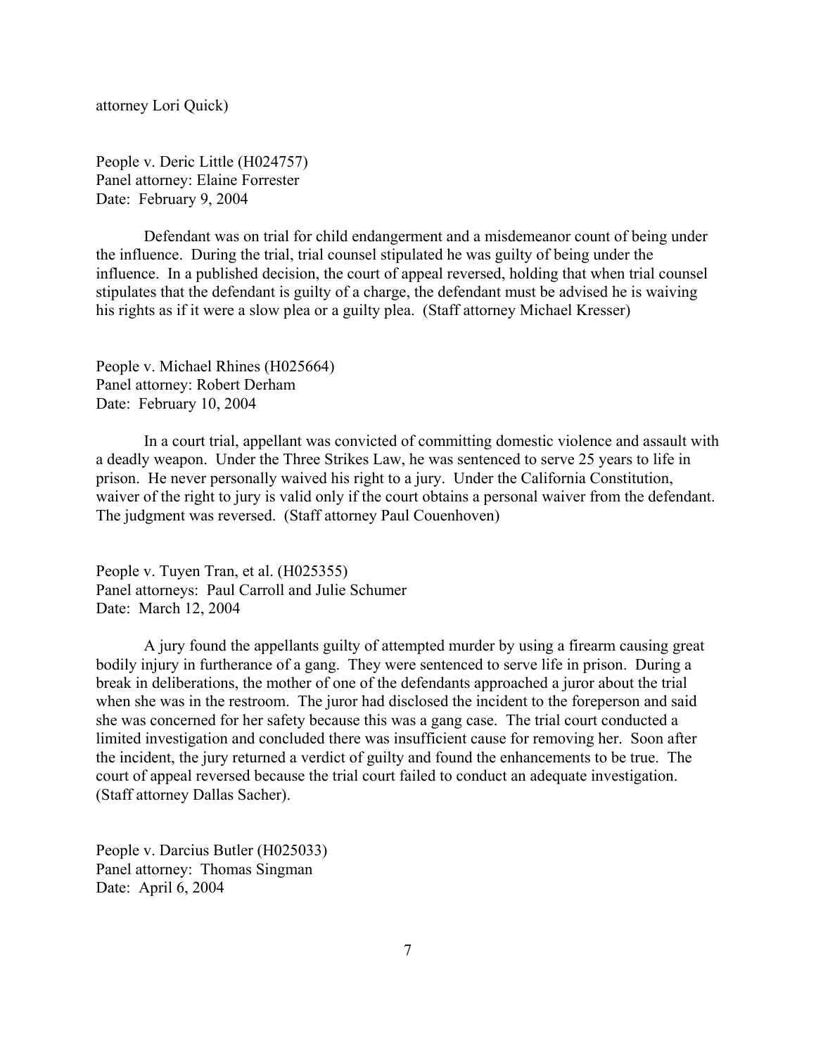attorney Lori Quick)

People v. Deric Little (H024757)
Panel attorney: Elaine Forrester
Date: February 9, 2004

Defendant was on trial for child endangerment and a misdemeanor count of being under the influence. During the trial, trial counsel stipulated he was guilty of being under the influence. In a published decision, the court of appeal reversed, holding that when trial counsel stipulates that the defendant is guilty of a charge, the defendant must be advised he is waiving his rights as if it were a slow plea or a guilty plea. (Staff attorney Michael Kresser)

People v. Michael Rhines (H025664)
Panel attorney: Robert Derham
Date: February 10, 2004

In a court trial, appellant was convicted of committing domestic violence and assault with a deadly weapon. Under the Three Strikes Law, he was sentenced to serve 25 years to life in prison. He never personally waived his right to a jury. Under the California Constitution, waiver of the right to jury is valid only if the court obtains a personal waiver from the defendant. The judgment was reversed. (Staff attorney Paul Couenhoven)

People v. Tuyen Tran, et al. (H025355)
Panel attorneys: Paul Carroll and Julie Schumer
Date: March 12, 2004

A jury found the appellants guilty of attempted murder by using a firearm causing great bodily injury in furtherance of a gang. They were sentenced to serve life in prison. During a break in deliberations, the mother of one of the defendants approached a juror about the trial when she was in the restroom. The juror had disclosed the incident to the foreperson and said she was concerned for her safety because this was a gang case. The trial court conducted a limited investigation and concluded there was insufficient cause for removing her. Soon after the incident, the jury returned a verdict of guilty and found the enhancements to be true. The court of appeal reversed because the trial court failed to conduct an adequate investigation. (Staff attorney Dallas Sacher).

People v. Darcius Butler (H025033)
Panel attorney: Thomas Singman
Date: April 6, 2004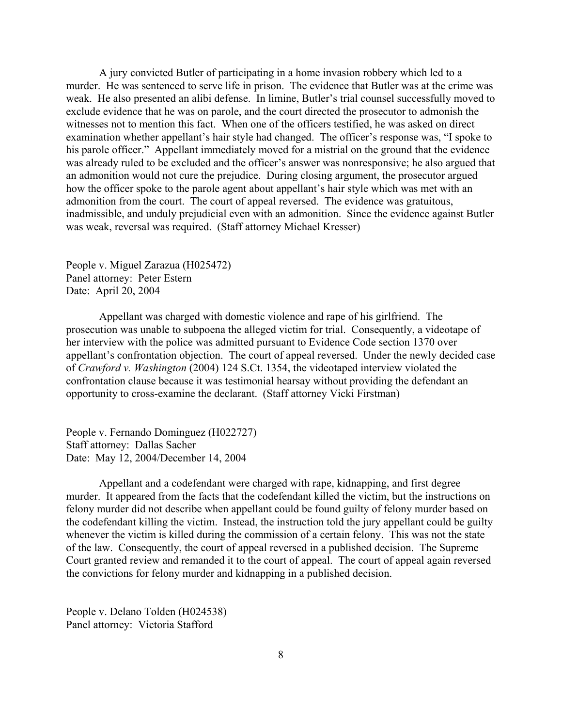A jury convicted Butler of participating in a home invasion robbery which led to a murder. He was sentenced to serve life in prison. The evidence that Butler was at the crime was weak. He also presented an alibi defense. In limine, Butler's trial counsel successfully moved to exclude evidence that he was on parole, and the court directed the prosecutor to admonish the witnesses not to mention this fact. When one of the officers testified, he was asked on direct examination whether appellant's hair style had changed. The officer's response was, "I spoke to his parole officer." Appellant immediately moved for a mistrial on the ground that the evidence was already ruled to be excluded and the officer's answer was nonresponsive; he also argued that an admonition would not cure the prejudice. During closing argument, the prosecutor argued how the officer spoke to the parole agent about appellant's hair style which was met with an admonition from the court. The court of appeal reversed. The evidence was gratuitous, inadmissible, and unduly prejudicial even with an admonition. Since the evidence against Butler was weak, reversal was required. (Staff attorney Michael Kresser)

People v. Miguel Zarazua (H025472)
Panel attorney: Peter Estern
Date: April 20, 2004

Appellant was charged with domestic violence and rape of his girlfriend. The prosecution was unable to subpoena the alleged victim for trial. Consequently, a videotape of her interview with the police was admitted pursuant to Evidence Code section 1370 over appellant's confrontation objection. The court of appeal reversed. Under the newly decided case of *Crawford v. Washington* (2004) 124 S.Ct. 1354, the videotaped interview violated the confrontation clause because it was testimonial hearsay without providing the defendant an opportunity to cross-examine the declarant. (Staff attorney Vicki Firstman)

People v. Fernando Dominguez (H022727)
Staff attorney: Dallas Sacher
Date: May 12, 2004/December 14, 2004

Appellant and a codefendant were charged with rape, kidnapping, and first degree murder. It appeared from the facts that the codefendant killed the victim, but the instructions on felony murder did not describe when appellant could be found guilty of felony murder based on the codefendant killing the victim. Instead, the instruction told the jury appellant could be guilty whenever the victim is killed during the commission of a certain felony. This was not the state of the law. Consequently, the court of appeal reversed in a published decision. The Supreme Court granted review and remanded it to the court of appeal. The court of appeal again reversed the convictions for felony murder and kidnapping in a published decision.

People v. Delano Tolden (H024538)
Panel attorney: Victoria Stafford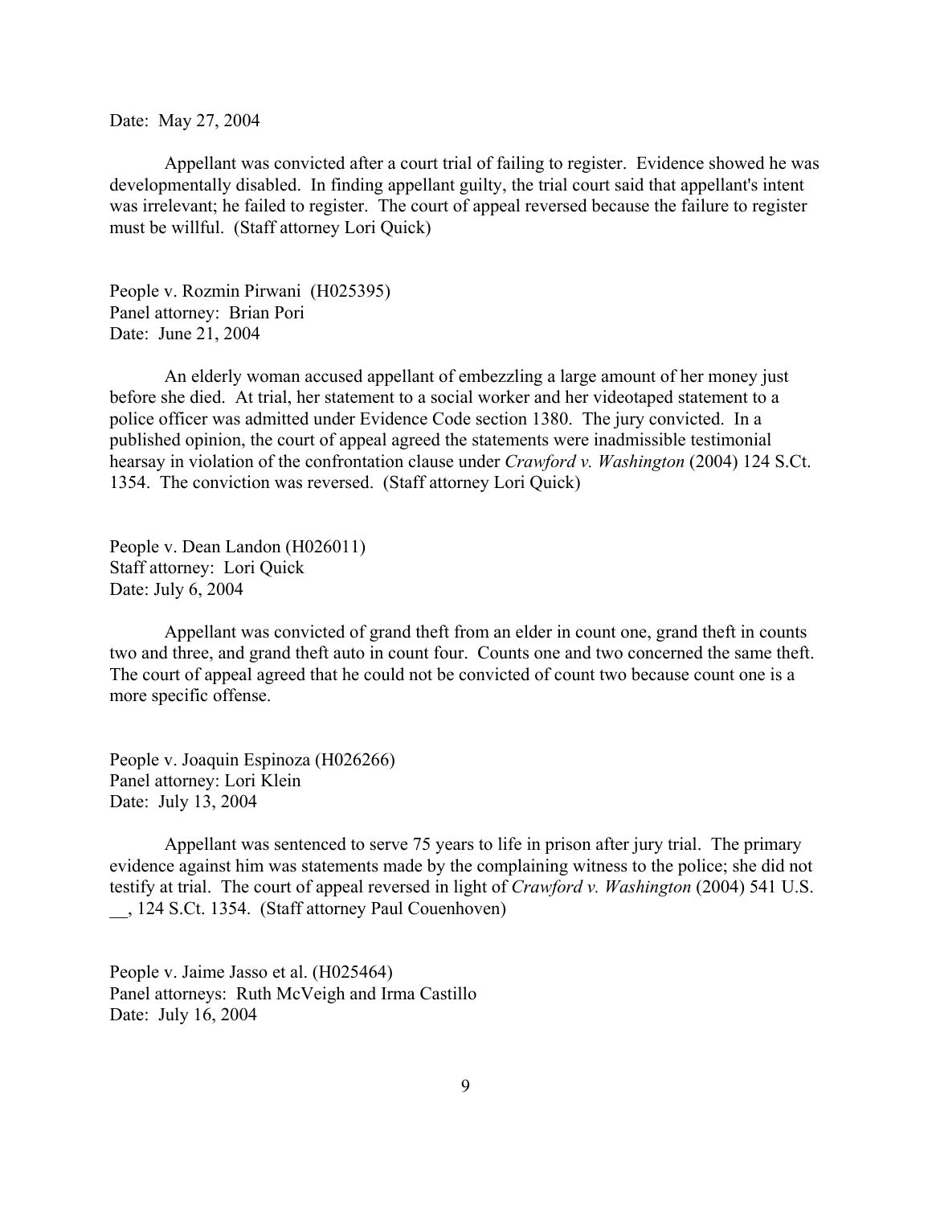Date: May 27, 2004

Appellant was convicted after a court trial of failing to register. Evidence showed he was developmentally disabled. In finding appellant guilty, the trial court said that appellant's intent was irrelevant; he failed to register. The court of appeal reversed because the failure to register must be willful. (Staff attorney Lori Quick)

People v. Rozmin Pirwani (H025395)
Panel attorney: Brian Pori
Date: June 21, 2004

An elderly woman accused appellant of embezzling a large amount of her money just before she died. At trial, her statement to a social worker and her videotaped statement to a police officer was admitted under Evidence Code section 1380. The jury convicted. In a published opinion, the court of appeal agreed the statements were inadmissible testimonial hearsay in violation of the confrontation clause under *Crawford v. Washington* (2004) 124 S.Ct. 1354. The conviction was reversed. (Staff attorney Lori Quick)

People v. Dean Landon (H026011)
Staff attorney: Lori Quick
Date: July 6, 2004

Appellant was convicted of grand theft from an elder in count one, grand theft in counts two and three, and grand theft auto in count four. Counts one and two concerned the same theft. The court of appeal agreed that he could not be convicted of count two because count one is a more specific offense.

People v. Joaquin Espinoza (H026266)
Panel attorney: Lori Klein
Date: July 13, 2004

Appellant was sentenced to serve 75 years to life in prison after jury trial. The primary evidence against him was statements made by the complaining witness to the police; she did not testify at trial. The court of appeal reversed in light of *Crawford v. Washington* (2004) 541 U.S. __, 124 S.Ct. 1354. (Staff attorney Paul Couenhoven)

People v. Jaime Jasso et al. (H025464)
Panel attorneys: Ruth McVeigh and Irma Castillo
Date: July 16, 2004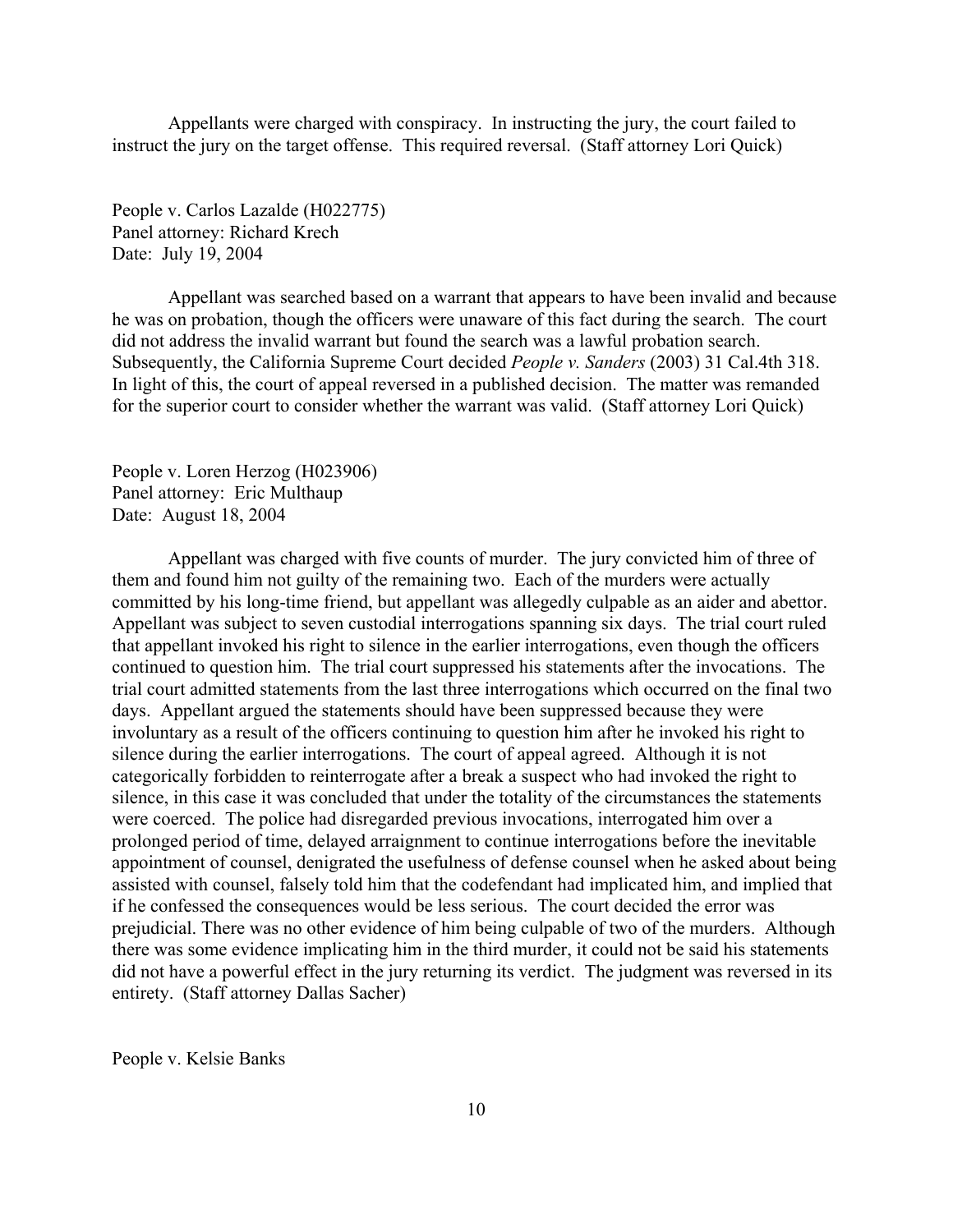Appellants were charged with conspiracy. In instructing the jury, the court failed to instruct the jury on the target offense. This required reversal. (Staff attorney Lori Quick)

People v. Carlos Lazalde (H022775)
Panel attorney: Richard Krech
Date: July 19, 2004

Appellant was searched based on a warrant that appears to have been invalid and because he was on probation, though the officers were unaware of this fact during the search. The court did not address the invalid warrant but found the search was a lawful probation search. Subsequently, the California Supreme Court decided *People v. Sanders* (2003) 31 Cal.4th 318. In light of this, the court of appeal reversed in a published decision. The matter was remanded for the superior court to consider whether the warrant was valid. (Staff attorney Lori Quick)

People v. Loren Herzog (H023906)
Panel attorney: Eric Multhaup
Date: August 18, 2004

Appellant was charged with five counts of murder. The jury convicted him of three of them and found him not guilty of the remaining two. Each of the murders were actually committed by his long-time friend, but appellant was allegedly culpable as an aider and abettor. Appellant was subject to seven custodial interrogations spanning six days. The trial court ruled that appellant invoked his right to silence in the earlier interrogations, even though the officers continued to question him. The trial court suppressed his statements after the invocations. The trial court admitted statements from the last three interrogations which occurred on the final two days. Appellant argued the statements should have been suppressed because they were involuntary as a result of the officers continuing to question him after he invoked his right to silence during the earlier interrogations. The court of appeal agreed. Although it is not categorically forbidden to reinterrogate after a break a suspect who had invoked the right to silence, in this case it was concluded that under the totality of the circumstances the statements were coerced. The police had disregarded previous invocations, interrogated him over a prolonged period of time, delayed arraignment to continue interrogations before the inevitable appointment of counsel, denigrated the usefulness of defense counsel when he asked about being assisted with counsel, falsely told him that the codefendant had implicated him, and implied that if he confessed the consequences would be less serious. The court decided the error was prejudicial. There was no other evidence of him being culpable of two of the murders. Although there was some evidence implicating him in the third murder, it could not be said his statements did not have a powerful effect in the jury returning its verdict. The judgment was reversed in its entirety. (Staff attorney Dallas Sacher)

People v. Kelsie Banks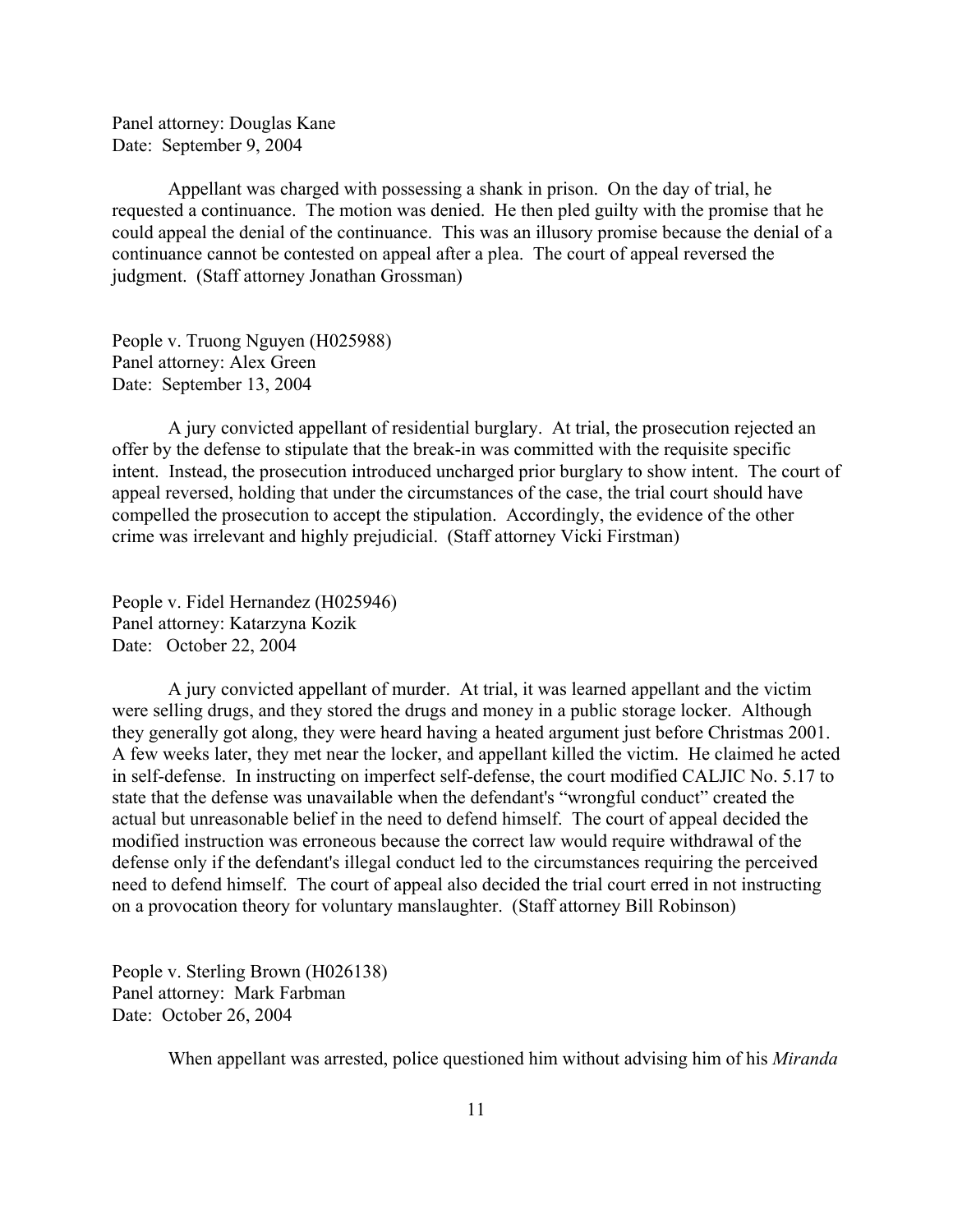Panel attorney: Douglas Kane
Date: September 9, 2004

Appellant was charged with possessing a shank in prison. On the day of trial, he requested a continuance. The motion was denied. He then pled guilty with the promise that he could appeal the denial of the continuance. This was an illusory promise because the denial of a continuance cannot be contested on appeal after a plea. The court of appeal reversed the judgment. (Staff attorney Jonathan Grossman)

People v. Truong Nguyen (H025988)
Panel attorney: Alex Green
Date: September 13, 2004

A jury convicted appellant of residential burglary. At trial, the prosecution rejected an offer by the defense to stipulate that the break-in was committed with the requisite specific intent. Instead, the prosecution introduced uncharged prior burglary to show intent. The court of appeal reversed, holding that under the circumstances of the case, the trial court should have compelled the prosecution to accept the stipulation. Accordingly, the evidence of the other crime was irrelevant and highly prejudicial. (Staff attorney Vicki Firstman)

People v. Fidel Hernandez (H025946)
Panel attorney: Katarzyna Kozik
Date: October 22, 2004

A jury convicted appellant of murder. At trial, it was learned appellant and the victim were selling drugs, and they stored the drugs and money in a public storage locker. Although they generally got along, they were heard having a heated argument just before Christmas 2001. A few weeks later, they met near the locker, and appellant killed the victim. He claimed he acted in self-defense. In instructing on imperfect self-defense, the court modified CALJIC No. 5.17 to state that the defense was unavailable when the defendant's "wrongful conduct" created the actual but unreasonable belief in the need to defend himself. The court of appeal decided the modified instruction was erroneous because the correct law would require withdrawal of the defense only if the defendant's illegal conduct led to the circumstances requiring the perceived need to defend himself. The court of appeal also decided the trial court erred in not instructing on a provocation theory for voluntary manslaughter. (Staff attorney Bill Robinson)

People v. Sterling Brown (H026138)
Panel attorney: Mark Farbman
Date: October 26, 2004

When appellant was arrested, police questioned him without advising him of his *Miranda*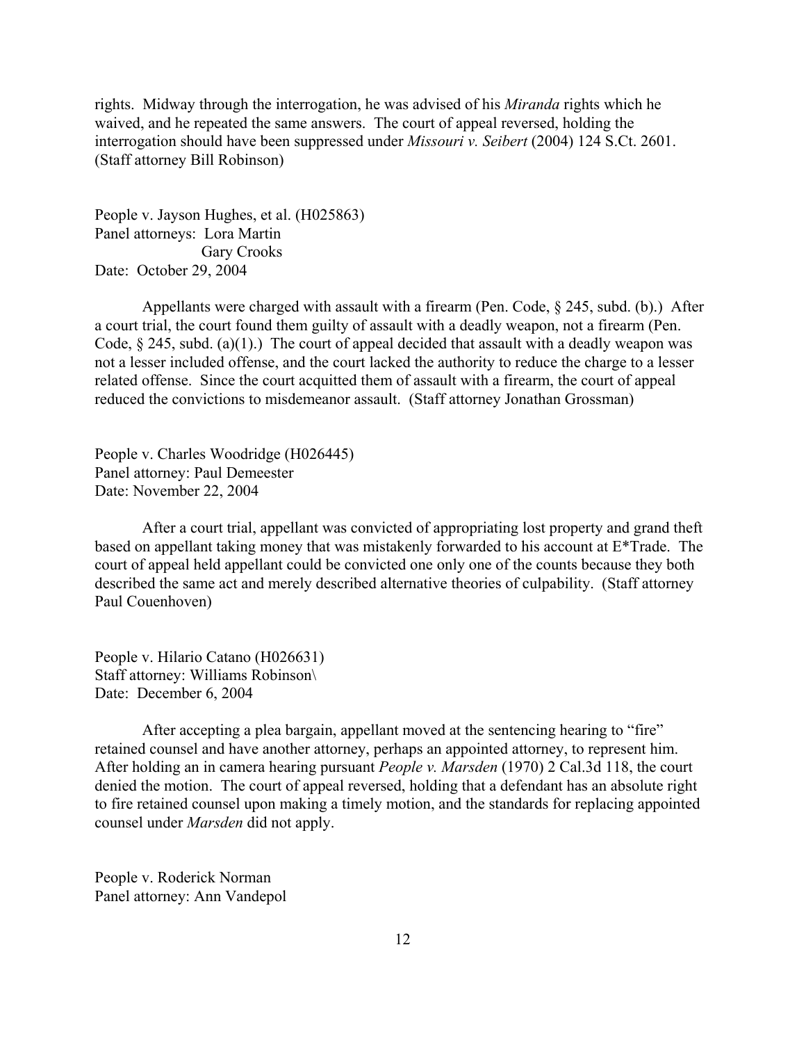rights. Midway through the interrogation, he was advised of his *Miranda* rights which he waived, and he repeated the same answers. The court of appeal reversed, holding the interrogation should have been suppressed under *Missouri v. Seibert* (2004) 124 S.Ct. 2601. (Staff attorney Bill Robinson)

People v. Jayson Hughes, et al. (H025863)
Panel attorneys: Lora Martin
Gary Crooks
Date: October 29, 2004

Appellants were charged with assault with a firearm (Pen. Code, § 245, subd. (b).) After a court trial, the court found them guilty of assault with a deadly weapon, not a firearm (Pen. Code, § 245, subd. (a)(1).) The court of appeal decided that assault with a deadly weapon was not a lesser included offense, and the court lacked the authority to reduce the charge to a lesser related offense. Since the court acquitted them of assault with a firearm, the court of appeal reduced the convictions to misdemeanor assault. (Staff attorney Jonathan Grossman)

People v. Charles Woodridge (H026445)
Panel attorney: Paul Demeester
Date: November 22, 2004

After a court trial, appellant was convicted of appropriating lost property and grand theft based on appellant taking money that was mistakenly forwarded to his account at E*Trade. The court of appeal held appellant could be convicted one only one of the counts because they both described the same act and merely described alternative theories of culpability. (Staff attorney Paul Couenhoven)

People v. Hilario Catano (H026631)
Staff attorney: Williams Robinson\
Date: December 6, 2004

After accepting a plea bargain, appellant moved at the sentencing hearing to "fire" retained counsel and have another attorney, perhaps an appointed attorney, to represent him. After holding an in camera hearing pursuant *People v. Marsden* (1970) 2 Cal.3d 118, the court denied the motion. The court of appeal reversed, holding that a defendant has an absolute right to fire retained counsel upon making a timely motion, and the standards for replacing appointed counsel under *Marsden* did not apply.

People v. Roderick Norman
Panel attorney: Ann Vandepol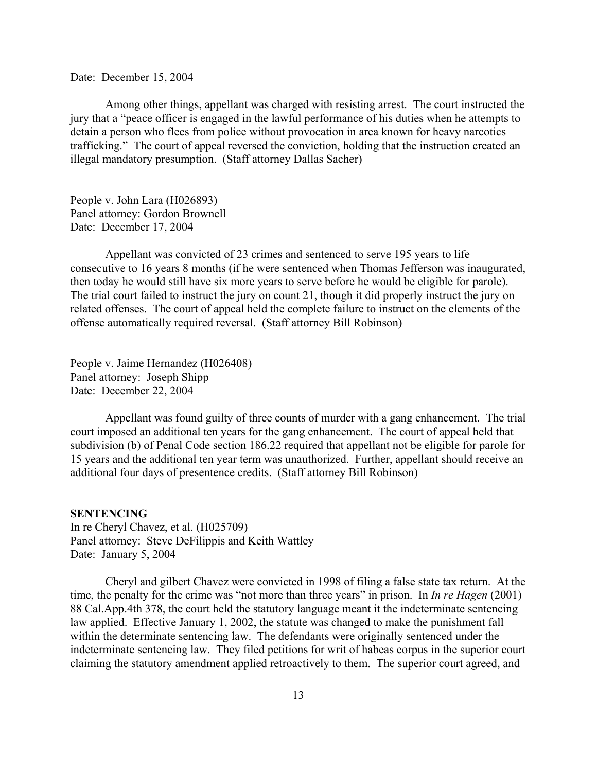Date: December 15, 2004

Among other things, appellant was charged with resisting arrest. The court instructed the jury that a "peace officer is engaged in the lawful performance of his duties when he attempts to detain a person who flees from police without provocation in area known for heavy narcotics trafficking." The court of appeal reversed the conviction, holding that the instruction created an illegal mandatory presumption. (Staff attorney Dallas Sacher)

People v. John Lara (H026893)
Panel attorney: Gordon Brownell
Date: December 17, 2004

Appellant was convicted of 23 crimes and sentenced to serve 195 years to life consecutive to 16 years 8 months (if he were sentenced when Thomas Jefferson was inaugurated, then today he would still have six more years to serve before he would be eligible for parole). The trial court failed to instruct the jury on count 21, though it did properly instruct the jury on related offenses. The court of appeal held the complete failure to instruct on the elements of the offense automatically required reversal. (Staff attorney Bill Robinson)

People v. Jaime Hernandez (H026408)
Panel attorney: Joseph Shipp
Date: December 22, 2004

Appellant was found guilty of three counts of murder with a gang enhancement. The trial court imposed an additional ten years for the gang enhancement. The court of appeal held that subdivision (b) of Penal Code section 186.22 required that appellant not be eligible for parole for 15 years and the additional ten year term was unauthorized. Further, appellant should receive an additional four days of presentence credits. (Staff attorney Bill Robinson)

**SENTENCING**

In re Cheryl Chavez, et al. (H025709)
Panel attorney: Steve DeFilippis and Keith Wattley
Date: January 5, 2004

Cheryl and gilbert Chavez were convicted in 1998 of filing a false state tax return. At the time, the penalty for the crime was "not more than three years" in prison. In *In re Hagen* (2001) 88 Cal.App.4th 378, the court held the statutory language meant it the indeterminate sentencing law applied. Effective January 1, 2002, the statute was changed to make the punishment fall within the determinate sentencing law. The defendants were originally sentenced under the indeterminate sentencing law. They filed petitions for writ of habeas corpus in the superior court claiming the statutory amendment applied retroactively to them. The superior court agreed, and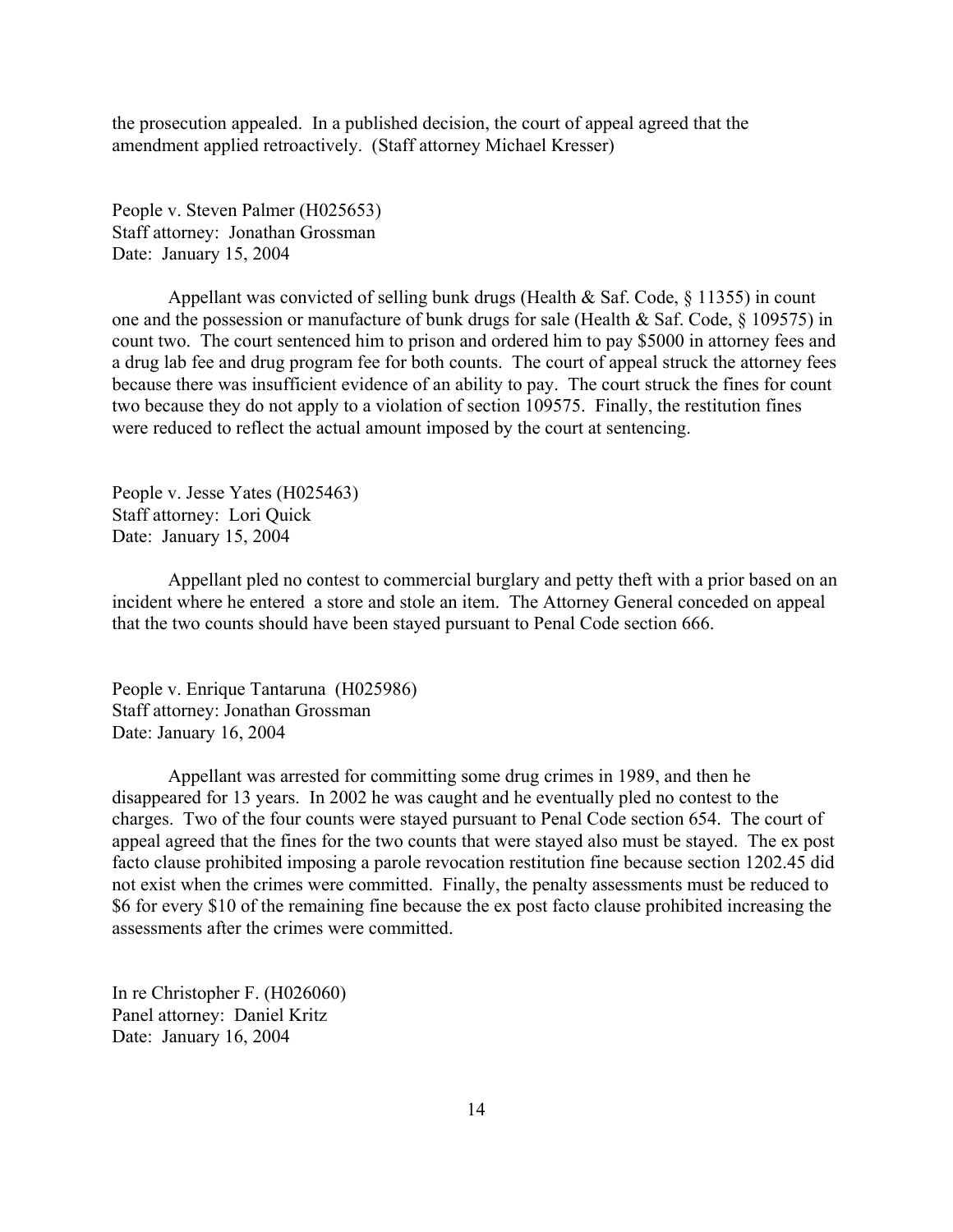the prosecution appealed. In a published decision, the court of appeal agreed that the amendment applied retroactively. (Staff attorney Michael Kresser)

People v. Steven Palmer (H025653)
Staff attorney: Jonathan Grossman
Date: January 15, 2004

Appellant was convicted of selling bunk drugs (Health & Saf. Code, § 11355) in count one and the possession or manufacture of bunk drugs for sale (Health & Saf. Code, § 109575) in count two. The court sentenced him to prison and ordered him to pay $5000 in attorney fees and a drug lab fee and drug program fee for both counts. The court of appeal struck the attorney fees because there was insufficient evidence of an ability to pay. The court struck the fines for count two because they do not apply to a violation of section 109575. Finally, the restitution fines were reduced to reflect the actual amount imposed by the court at sentencing.

People v. Jesse Yates (H025463)
Staff attorney: Lori Quick
Date: January 15, 2004

Appellant pled no contest to commercial burglary and petty theft with a prior based on an incident where he entered a store and stole an item. The Attorney General conceded on appeal that the two counts should have been stayed pursuant to Penal Code section 666.

People v. Enrique Tantaruna (H025986)
Staff attorney: Jonathan Grossman
Date: January 16, 2004

Appellant was arrested for committing some drug crimes in 1989, and then he disappeared for 13 years. In 2002 he was caught and he eventually pled no contest to the charges. Two of the four counts were stayed pursuant to Penal Code section 654. The court of appeal agreed that the fines for the two counts that were stayed also must be stayed. The ex post facto clause prohibited imposing a parole revocation restitution fine because section 1202.45 did not exist when the crimes were committed. Finally, the penalty assessments must be reduced to $6 for every $10 of the remaining fine because the ex post facto clause prohibited increasing the assessments after the crimes were committed.

In re Christopher F. (H026060)
Panel attorney: Daniel Kritz
Date: January 16, 2004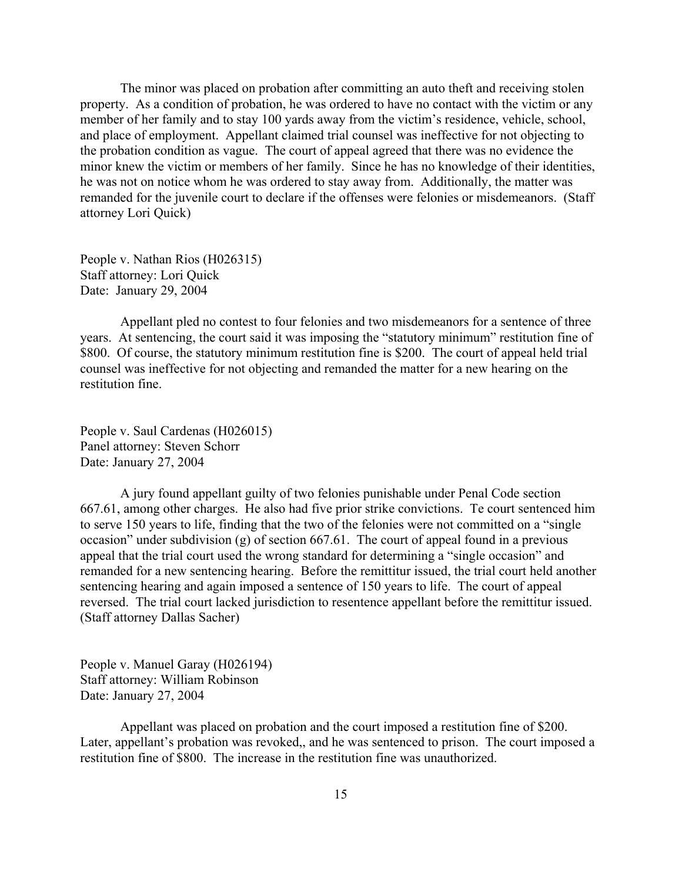The minor was placed on probation after committing an auto theft and receiving stolen property. As a condition of probation, he was ordered to have no contact with the victim or any member of her family and to stay 100 yards away from the victim's residence, vehicle, school, and place of employment. Appellant claimed trial counsel was ineffective for not objecting to the probation condition as vague. The court of appeal agreed that there was no evidence the minor knew the victim or members of her family. Since he has no knowledge of their identities, he was not on notice whom he was ordered to stay away from. Additionally, the matter was remanded for the juvenile court to declare if the offenses were felonies or misdemeanors. (Staff attorney Lori Quick)

People v. Nathan Rios (H026315)
Staff attorney: Lori Quick
Date: January 29, 2004

Appellant pled no contest to four felonies and two misdemeanors for a sentence of three years. At sentencing, the court said it was imposing the "statutory minimum" restitution fine of \$800. Of course, the statutory minimum restitution fine is \$200. The court of appeal held trial counsel was ineffective for not objecting and remanded the matter for a new hearing on the restitution fine.

People v. Saul Cardenas (H026015)
Panel attorney: Steven Schorr
Date: January 27, 2004

A jury found appellant guilty of two felonies punishable under Penal Code section 667.61, among other charges. He also had five prior strike convictions. Te court sentenced him to serve 150 years to life, finding that the two of the felonies were not committed on a "single occasion" under subdivision (g) of section 667.61. The court of appeal found in a previous appeal that the trial court used the wrong standard for determining a "single occasion" and remanded for a new sentencing hearing. Before the remittitur issued, the trial court held another sentencing hearing and again imposed a sentence of 150 years to life. The court of appeal reversed. The trial court lacked jurisdiction to resentence appellant before the remittitur issued. (Staff attorney Dallas Sacher)

People v. Manuel Garay (H026194)
Staff attorney: William Robinson
Date: January 27, 2004

Appellant was placed on probation and the court imposed a restitution fine of \$200. Later, appellant's probation was revoked,, and he was sentenced to prison. The court imposed a restitution fine of \$800. The increase in the restitution fine was unauthorized.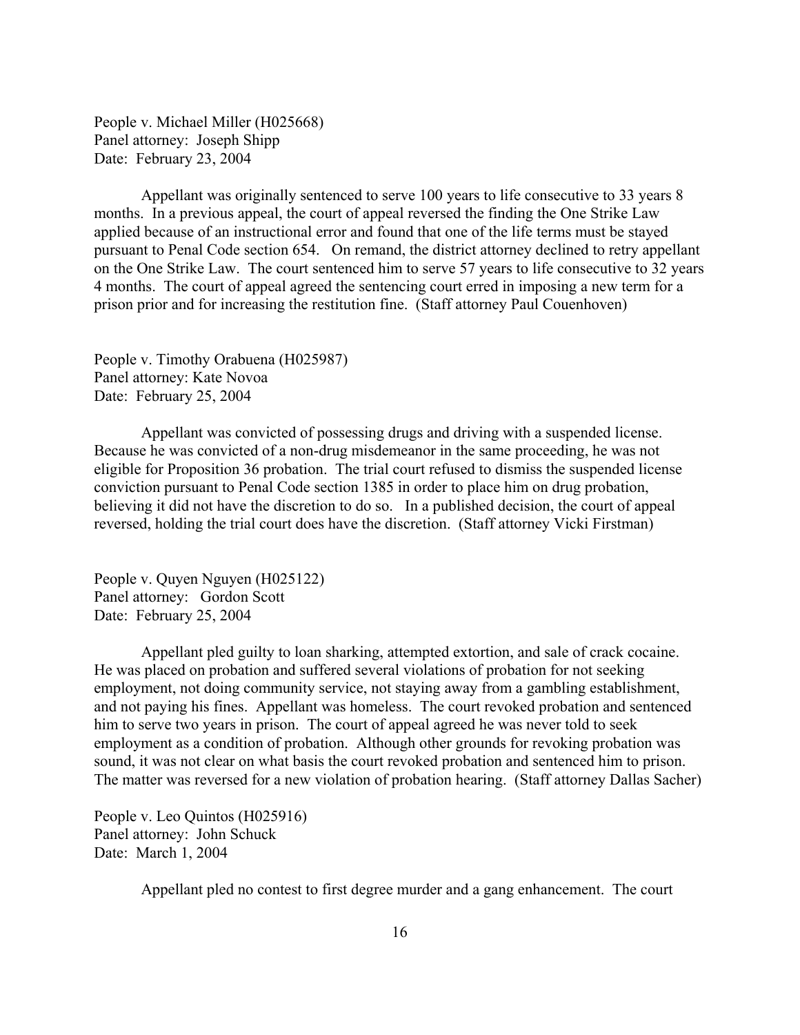People v. Michael Miller (H025668)
Panel attorney: Joseph Shipp
Date: February 23, 2004

Appellant was originally sentenced to serve 100 years to life consecutive to 33 years 8 months. In a previous appeal, the court of appeal reversed the finding the One Strike Law applied because of an instructional error and found that one of the life terms must be stayed pursuant to Penal Code section 654. On remand, the district attorney declined to retry appellant on the One Strike Law. The court sentenced him to serve 57 years to life consecutive to 32 years 4 months. The court of appeal agreed the sentencing court erred in imposing a new term for a prison prior and for increasing the restitution fine. (Staff attorney Paul Couenhoven)

People v. Timothy Orabuena (H025987)
Panel attorney: Kate Novoa
Date: February 25, 2004

Appellant was convicted of possessing drugs and driving with a suspended license. Because he was convicted of a non-drug misdemeanor in the same proceeding, he was not eligible for Proposition 36 probation. The trial court refused to dismiss the suspended license conviction pursuant to Penal Code section 1385 in order to place him on drug probation, believing it did not have the discretion to do so. In a published decision, the court of appeal reversed, holding the trial court does have the discretion. (Staff attorney Vicki Firstman)

People v. Quyen Nguyen (H025122)
Panel attorney: Gordon Scott
Date: February 25, 2004

Appellant pled guilty to loan sharking, attempted extortion, and sale of crack cocaine. He was placed on probation and suffered several violations of probation for not seeking employment, not doing community service, not staying away from a gambling establishment, and not paying his fines. Appellant was homeless. The court revoked probation and sentenced him to serve two years in prison. The court of appeal agreed he was never told to seek employment as a condition of probation. Although other grounds for revoking probation was sound, it was not clear on what basis the court revoked probation and sentenced him to prison. The matter was reversed for a new violation of probation hearing. (Staff attorney Dallas Sacher)

People v. Leo Quintos (H025916)
Panel attorney: John Schuck
Date: March 1, 2004

Appellant pled no contest to first degree murder and a gang enhancement. The court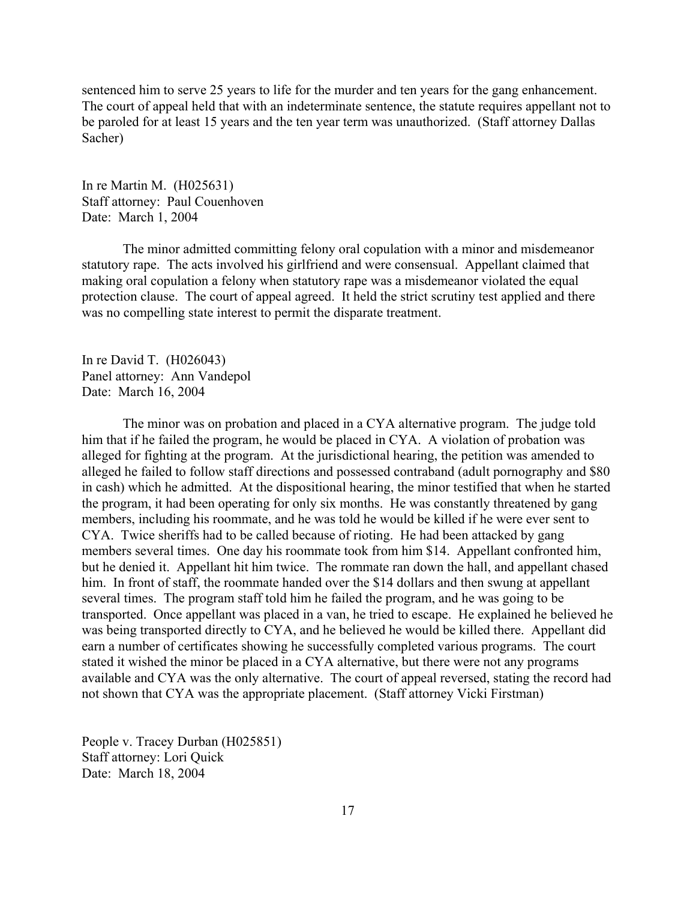sentenced him to serve 25 years to life for the murder and ten years for the gang enhancement. The court of appeal held that with an indeterminate sentence, the statute requires appellant not to be paroled for at least 15 years and the ten year term was unauthorized. (Staff attorney Dallas Sacher)

In re Martin M. (H025631)
Staff attorney: Paul Couenhoven
Date: March 1, 2004

The minor admitted committing felony oral copulation with a minor and misdemeanor statutory rape. The acts involved his girlfriend and were consensual. Appellant claimed that making oral copulation a felony when statutory rape was a misdemeanor violated the equal protection clause. The court of appeal agreed. It held the strict scrutiny test applied and there was no compelling state interest to permit the disparate treatment.

In re David T. (H026043)
Panel attorney: Ann Vandepol
Date: March 16, 2004

The minor was on probation and placed in a CYA alternative program. The judge told him that if he failed the program, he would be placed in CYA. A violation of probation was alleged for fighting at the program. At the jurisdictional hearing, the petition was amended to alleged he failed to follow staff directions and possessed contraband (adult pornography and $80 in cash) which he admitted. At the dispositional hearing, the minor testified that when he started the program, it had been operating for only six months. He was constantly threatened by gang members, including his roommate, and he was told he would be killed if he were ever sent to CYA. Twice sheriffs had to be called because of rioting. He had been attacked by gang members several times. One day his roommate took from him $14. Appellant confronted him, but he denied it. Appellant hit him twice. The rommate ran down the hall, and appellant chased him. In front of staff, the roommate handed over the $14 dollars and then swung at appellant several times. The program staff told him he failed the program, and he was going to be transported. Once appellant was placed in a van, he tried to escape. He explained he believed he was being transported directly to CYA, and he believed he would be killed there. Appellant did earn a number of certificates showing he successfully completed various programs. The court stated it wished the minor be placed in a CYA alternative, but there were not any programs available and CYA was the only alternative. The court of appeal reversed, stating the record had not shown that CYA was the appropriate placement. (Staff attorney Vicki Firstman)

People v. Tracey Durban (H025851)
Staff attorney: Lori Quick
Date: March 18, 2004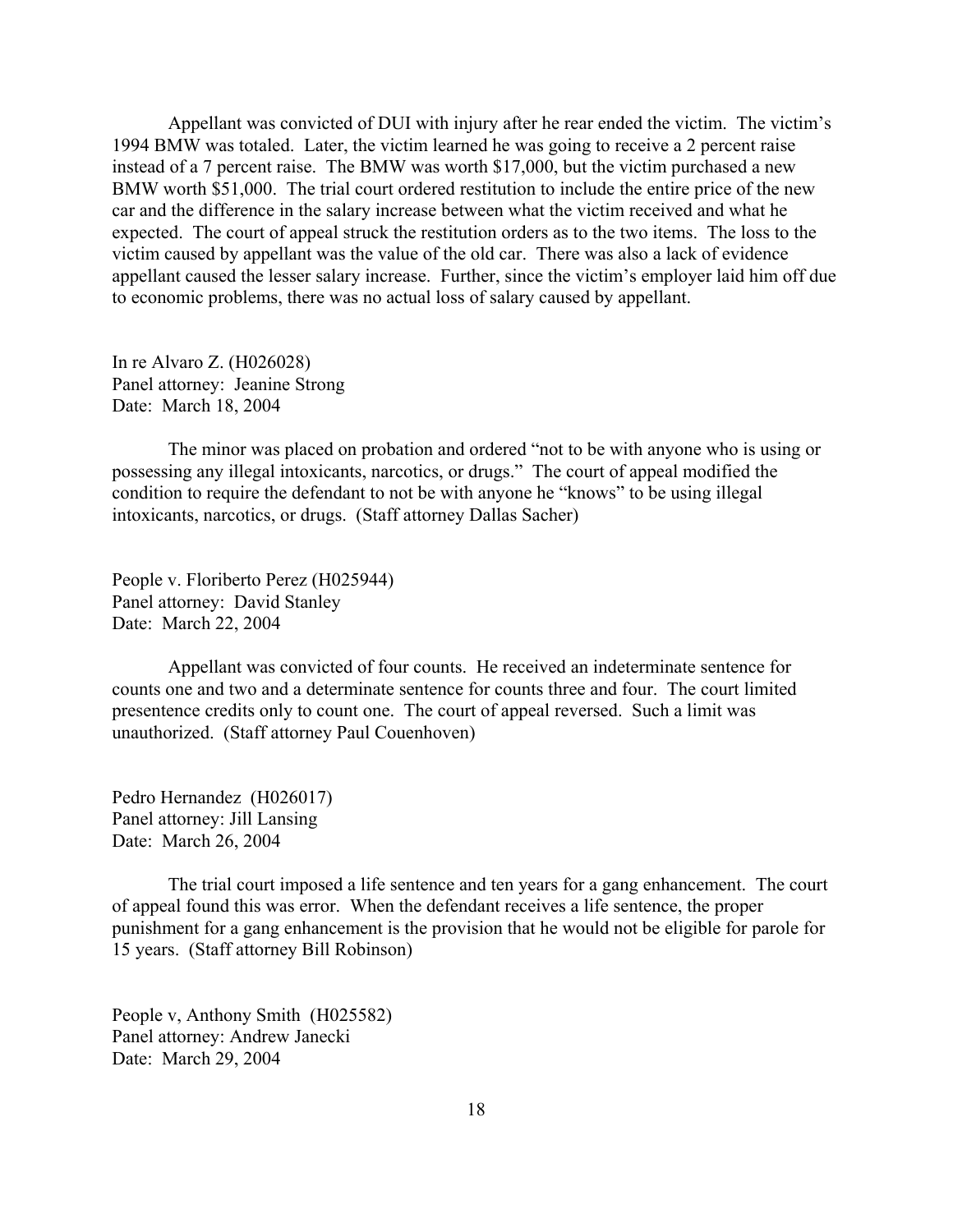Appellant was convicted of DUI with injury after he rear ended the victim. The victim's 1994 BMW was totaled. Later, the victim learned he was going to receive a 2 percent raise instead of a 7 percent raise. The BMW was worth $17,000, but the victim purchased a new BMW worth $51,000. The trial court ordered restitution to include the entire price of the new car and the difference in the salary increase between what the victim received and what he expected. The court of appeal struck the restitution orders as to the two items. The loss to the victim caused by appellant was the value of the old car. There was also a lack of evidence appellant caused the lesser salary increase. Further, since the victim's employer laid him off due to economic problems, there was no actual loss of salary caused by appellant.

In re Alvaro Z. (H026028)
Panel attorney: Jeanine Strong
Date: March 18, 2004

The minor was placed on probation and ordered "not to be with anyone who is using or possessing any illegal intoxicants, narcotics, or drugs." The court of appeal modified the condition to require the defendant to not be with anyone he "knows" to be using illegal intoxicants, narcotics, or drugs. (Staff attorney Dallas Sacher)

People v. Floriberto Perez (H025944)
Panel attorney: David Stanley
Date: March 22, 2004

Appellant was convicted of four counts. He received an indeterminate sentence for counts one and two and a determinate sentence for counts three and four. The court limited presentence credits only to count one. The court of appeal reversed. Such a limit was unauthorized. (Staff attorney Paul Couenhoven)

Pedro Hernandez (H026017)
Panel attorney: Jill Lansing
Date: March 26, 2004

The trial court imposed a life sentence and ten years for a gang enhancement. The court of appeal found this was error. When the defendant receives a life sentence, the proper punishment for a gang enhancement is the provision that he would not be eligible for parole for 15 years. (Staff attorney Bill Robinson)

People v, Anthony Smith (H025582)
Panel attorney: Andrew Janecki
Date: March 29, 2004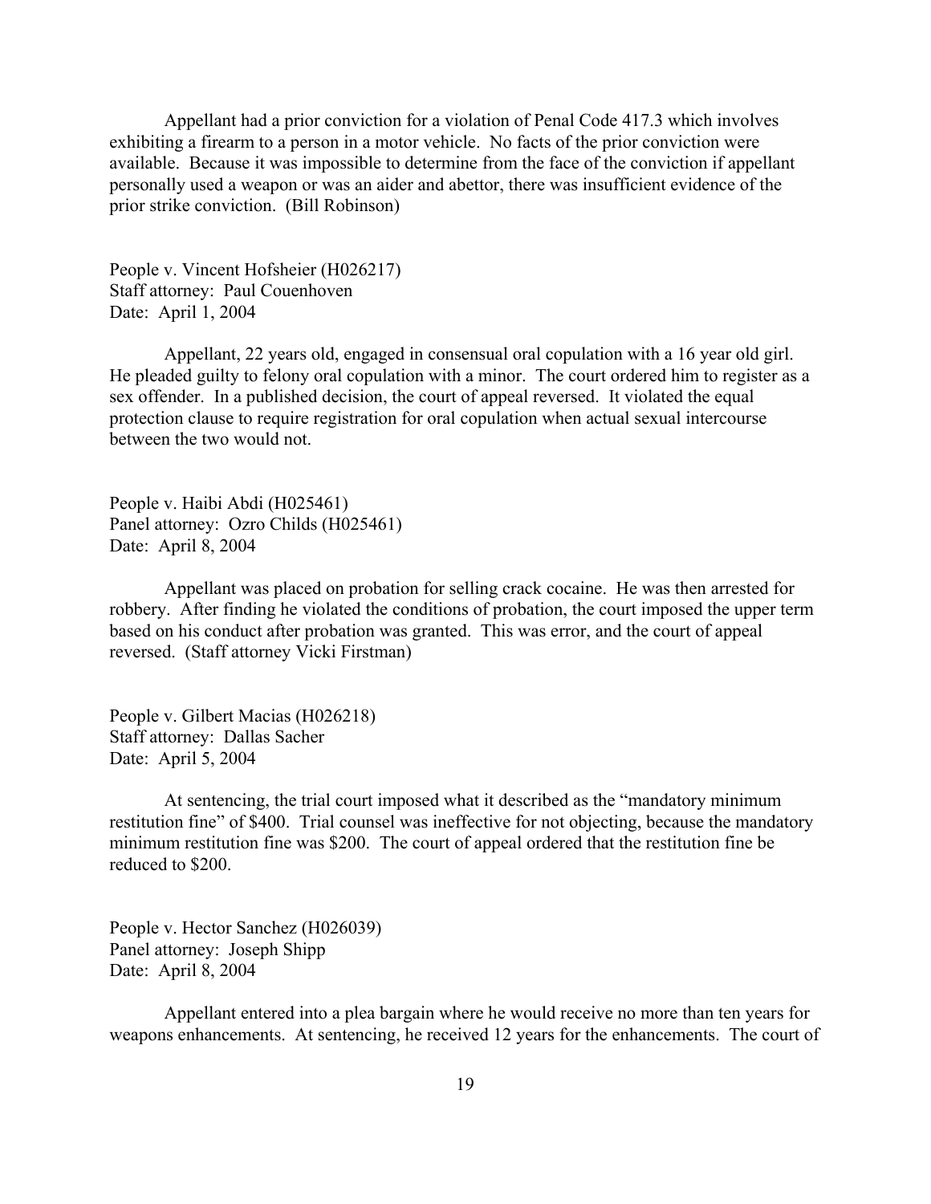Appellant had a prior conviction for a violation of Penal Code 417.3 which involves exhibiting a firearm to a person in a motor vehicle. No facts of the prior conviction were available. Because it was impossible to determine from the face of the conviction if appellant personally used a weapon or was an aider and abettor, there was insufficient evidence of the prior strike conviction. (Bill Robinson)

People v. Vincent Hofsheier (H026217)
Staff attorney: Paul Couenhoven
Date: April 1, 2004

Appellant, 22 years old, engaged in consensual oral copulation with a 16 year old girl. He pleaded guilty to felony oral copulation with a minor. The court ordered him to register as a sex offender. In a published decision, the court of appeal reversed. It violated the equal protection clause to require registration for oral copulation when actual sexual intercourse between the two would not.

People v. Haibi Abdi (H025461)
Panel attorney: Ozro Childs (H025461)
Date: April 8, 2004

Appellant was placed on probation for selling crack cocaine. He was then arrested for robbery. After finding he violated the conditions of probation, the court imposed the upper term based on his conduct after probation was granted. This was error, and the court of appeal reversed. (Staff attorney Vicki Firstman)

People v. Gilbert Macias (H026218)
Staff attorney: Dallas Sacher
Date: April 5, 2004

At sentencing, the trial court imposed what it described as the "mandatory minimum restitution fine" of $400. Trial counsel was ineffective for not objecting, because the mandatory minimum restitution fine was $200. The court of appeal ordered that the restitution fine be reduced to $200.

People v. Hector Sanchez (H026039)
Panel attorney: Joseph Shipp
Date: April 8, 2004

Appellant entered into a plea bargain where he would receive no more than ten years for weapons enhancements. At sentencing, he received 12 years for the enhancements. The court of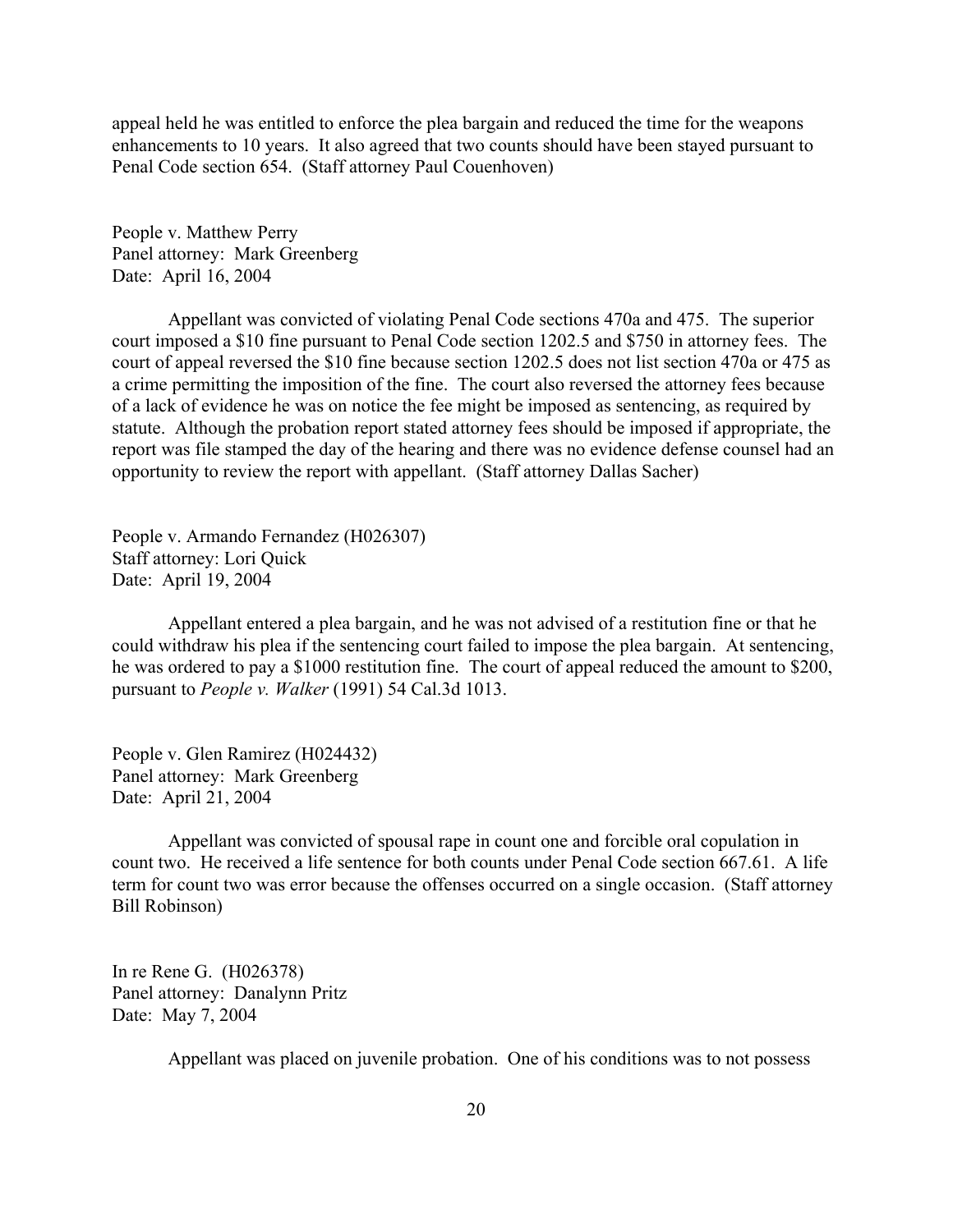appeal held he was entitled to enforce the plea bargain and reduced the time for the weapons enhancements to 10 years. It also agreed that two counts should have been stayed pursuant to Penal Code section 654. (Staff attorney Paul Couenhoven)

People v. Matthew Perry
Panel attorney: Mark Greenberg
Date: April 16, 2004

Appellant was convicted of violating Penal Code sections 470a and 475. The superior court imposed a $10 fine pursuant to Penal Code section 1202.5 and $750 in attorney fees. The court of appeal reversed the $10 fine because section 1202.5 does not list section 470a or 475 as a crime permitting the imposition of the fine. The court also reversed the attorney fees because of a lack of evidence he was on notice the fee might be imposed as sentencing, as required by statute. Although the probation report stated attorney fees should be imposed if appropriate, the report was file stamped the day of the hearing and there was no evidence defense counsel had an opportunity to review the report with appellant. (Staff attorney Dallas Sacher)

People v. Armando Fernandez (H026307)
Staff attorney: Lori Quick
Date: April 19, 2004

Appellant entered a plea bargain, and he was not advised of a restitution fine or that he could withdraw his plea if the sentencing court failed to impose the plea bargain. At sentencing, he was ordered to pay a $1000 restitution fine. The court of appeal reduced the amount to $200, pursuant to *People v. Walker* (1991) 54 Cal.3d 1013.

People v. Glen Ramirez (H024432)
Panel attorney: Mark Greenberg
Date: April 21, 2004

Appellant was convicted of spousal rape in count one and forcible oral copulation in count two. He received a life sentence for both counts under Penal Code section 667.61. A life term for count two was error because the offenses occurred on a single occasion. (Staff attorney Bill Robinson)

In re Rene G. (H026378)
Panel attorney: Danalynn Pritz
Date: May 7, 2004

Appellant was placed on juvenile probation. One of his conditions was to not possess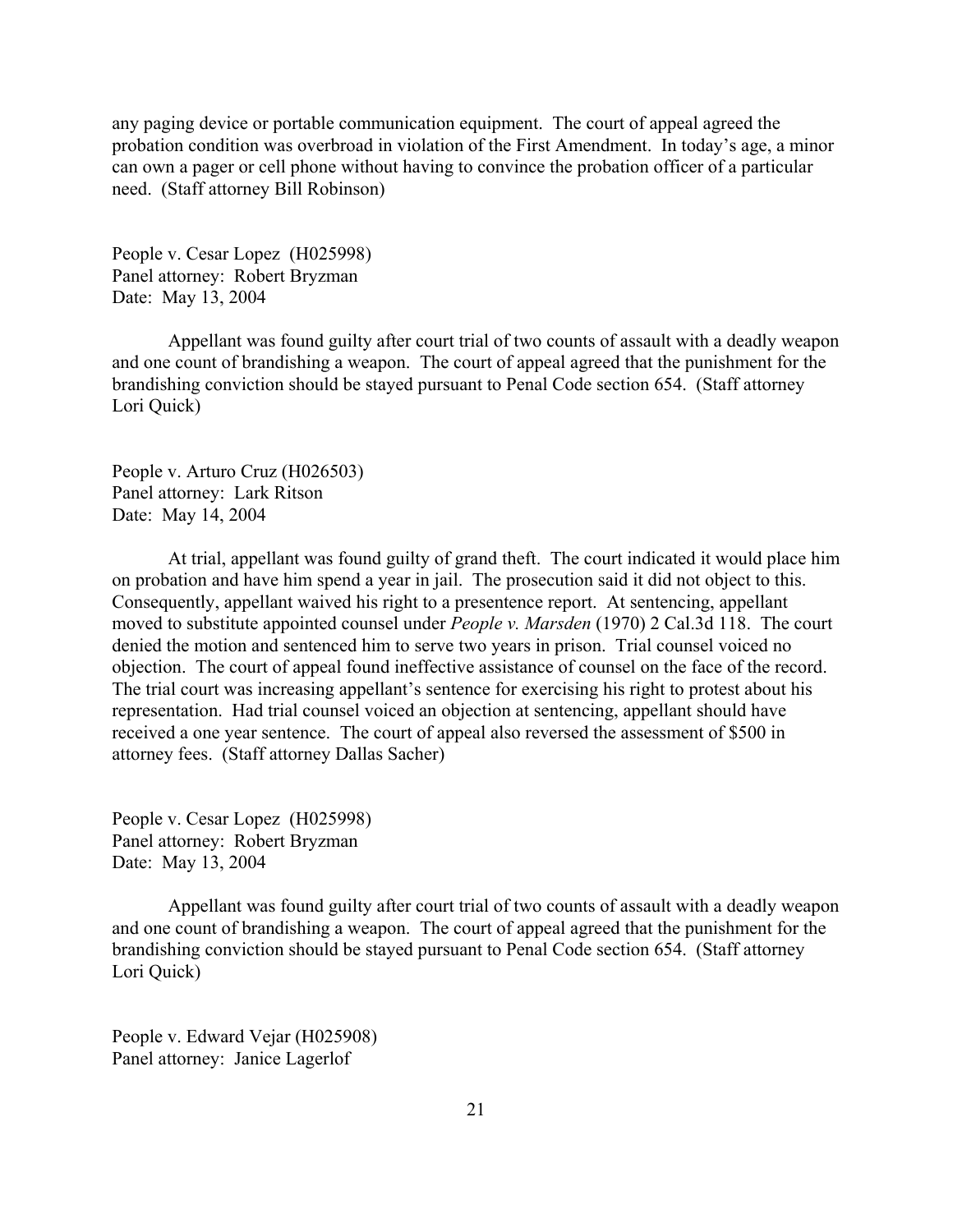any paging device or portable communication equipment. The court of appeal agreed the probation condition was overbroad in violation of the First Amendment. In today's age, a minor can own a pager or cell phone without having to convince the probation officer of a particular need. (Staff attorney Bill Robinson)

People v. Cesar Lopez (H025998)
Panel attorney: Robert Bryzman
Date: May 13, 2004

Appellant was found guilty after court trial of two counts of assault with a deadly weapon and one count of brandishing a weapon. The court of appeal agreed that the punishment for the brandishing conviction should be stayed pursuant to Penal Code section 654. (Staff attorney Lori Quick)

People v. Arturo Cruz (H026503)
Panel attorney: Lark Ritson
Date: May 14, 2004

At trial, appellant was found guilty of grand theft. The court indicated it would place him on probation and have him spend a year in jail. The prosecution said it did not object to this. Consequently, appellant waived his right to a presentence report. At sentencing, appellant moved to substitute appointed counsel under *People v. Marsden* (1970) 2 Cal.3d 118. The court denied the motion and sentenced him to serve two years in prison. Trial counsel voiced no objection. The court of appeal found ineffective assistance of counsel on the face of the record. The trial court was increasing appellant's sentence for exercising his right to protest about his representation. Had trial counsel voiced an objection at sentencing, appellant should have received a one year sentence. The court of appeal also reversed the assessment of $500 in attorney fees. (Staff attorney Dallas Sacher)

People v. Cesar Lopez (H025998)
Panel attorney: Robert Bryzman
Date: May 13, 2004

Appellant was found guilty after court trial of two counts of assault with a deadly weapon and one count of brandishing a weapon. The court of appeal agreed that the punishment for the brandishing conviction should be stayed pursuant to Penal Code section 654. (Staff attorney Lori Quick)

People v. Edward Vejar (H025908)
Panel attorney: Janice Lagerlof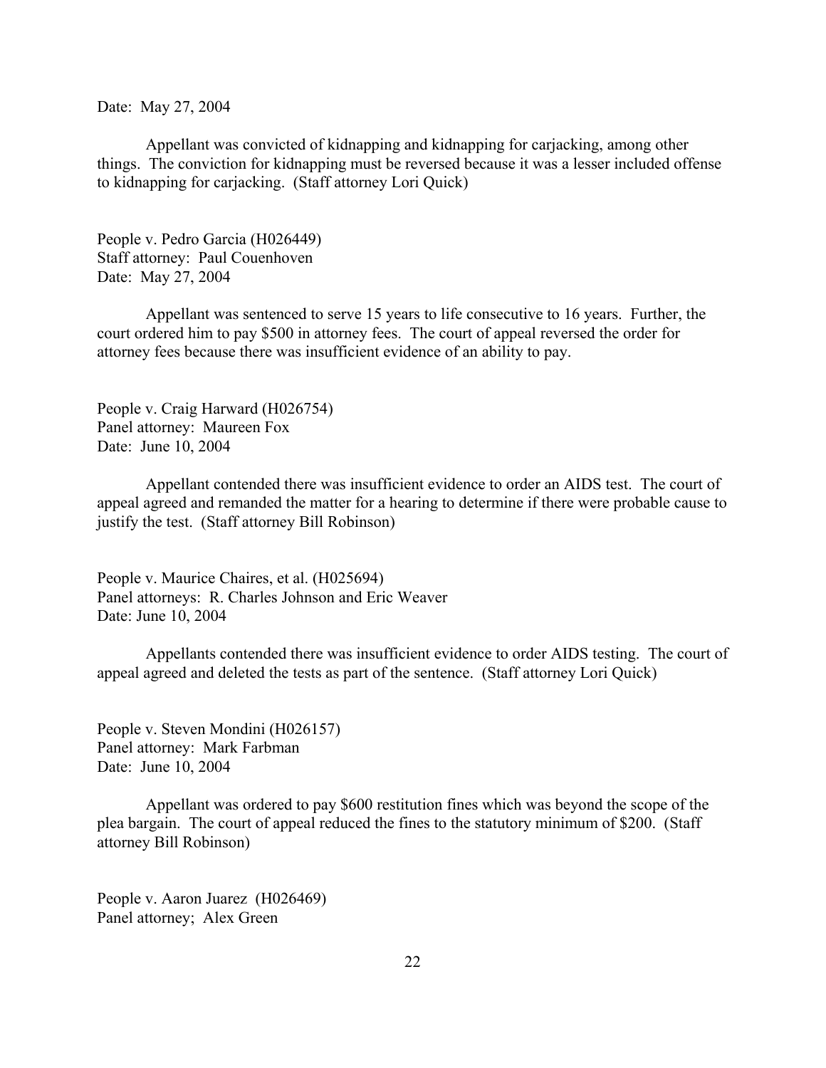Date: May 27, 2004

Appellant was convicted of kidnapping and kidnapping for carjacking, among other things. The conviction for kidnapping must be reversed because it was a lesser included offense to kidnapping for carjacking. (Staff attorney Lori Quick)

People v. Pedro Garcia (H026449)
Staff attorney: Paul Couenhoven
Date: May 27, 2004

Appellant was sentenced to serve 15 years to life consecutive to 16 years. Further, the court ordered him to pay $500 in attorney fees. The court of appeal reversed the order for attorney fees because there was insufficient evidence of an ability to pay.

People v. Craig Harward (H026754)
Panel attorney: Maureen Fox
Date: June 10, 2004

Appellant contended there was insufficient evidence to order an AIDS test. The court of appeal agreed and remanded the matter for a hearing to determine if there were probable cause to justify the test. (Staff attorney Bill Robinson)

People v. Maurice Chaires, et al. (H025694)
Panel attorneys: R. Charles Johnson and Eric Weaver
Date: June 10, 2004

Appellants contended there was insufficient evidence to order AIDS testing. The court of appeal agreed and deleted the tests as part of the sentence. (Staff attorney Lori Quick)

People v. Steven Mondini (H026157)
Panel attorney: Mark Farbman
Date: June 10, 2004

Appellant was ordered to pay $600 restitution fines which was beyond the scope of the plea bargain. The court of appeal reduced the fines to the statutory minimum of $200. (Staff attorney Bill Robinson)

People v. Aaron Juarez (H026469)
Panel attorney; Alex Green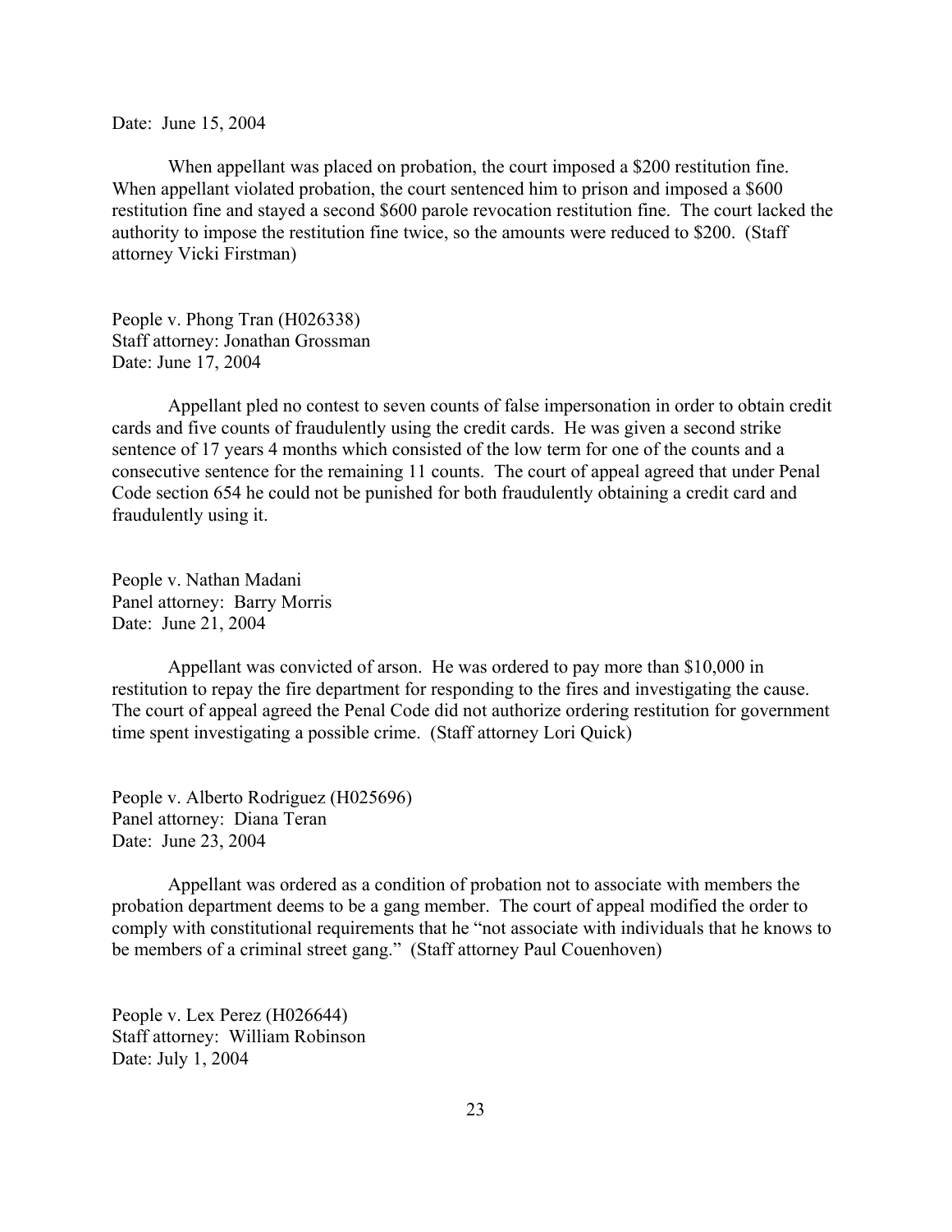Date: June 15, 2004

When appellant was placed on probation, the court imposed a $200 restitution fine. When appellant violated probation, the court sentenced him to prison and imposed a $600 restitution fine and stayed a second $600 parole revocation restitution fine. The court lacked the authority to impose the restitution fine twice, so the amounts were reduced to $200. (Staff attorney Vicki Firstman)

People v. Phong Tran (H026338)
Staff attorney: Jonathan Grossman
Date: June 17, 2004

Appellant pled no contest to seven counts of false impersonation in order to obtain credit cards and five counts of fraudulently using the credit cards. He was given a second strike sentence of 17 years 4 months which consisted of the low term for one of the counts and a consecutive sentence for the remaining 11 counts. The court of appeal agreed that under Penal Code section 654 he could not be punished for both fraudulently obtaining a credit card and fraudulently using it.

People v. Nathan Madani
Panel attorney: Barry Morris
Date: June 21, 2004

Appellant was convicted of arson. He was ordered to pay more than $10,000 in restitution to repay the fire department for responding to the fires and investigating the cause. The court of appeal agreed the Penal Code did not authorize ordering restitution for government time spent investigating a possible crime. (Staff attorney Lori Quick)

People v. Alberto Rodriguez (H025696)
Panel attorney: Diana Teran
Date: June 23, 2004

Appellant was ordered as a condition of probation not to associate with members the probation department deems to be a gang member. The court of appeal modified the order to comply with constitutional requirements that he "not associate with individuals that he knows to be members of a criminal street gang." (Staff attorney Paul Couenhoven)

People v. Lex Perez (H026644)
Staff attorney: William Robinson
Date: July 1, 2004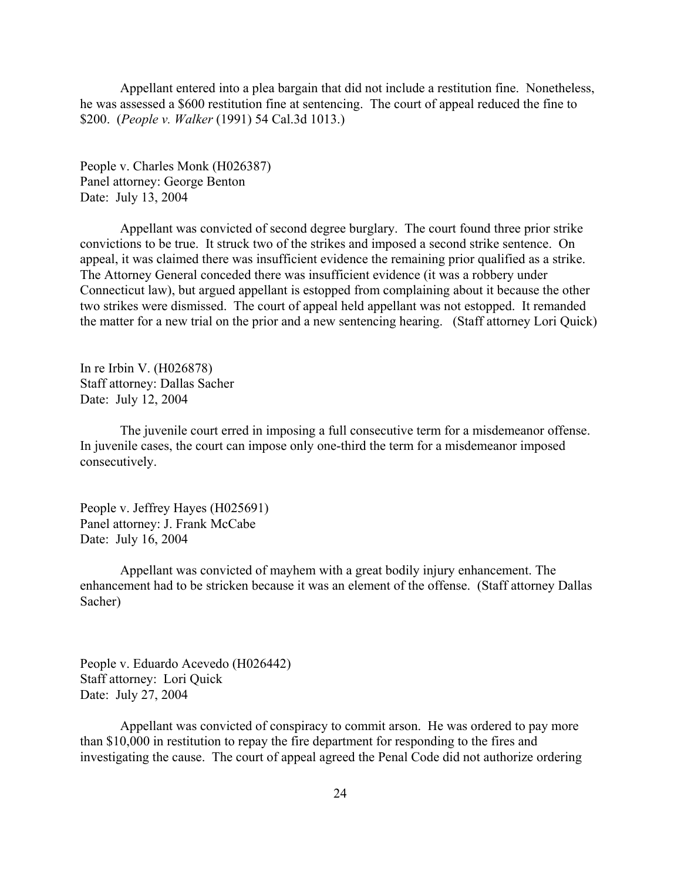Appellant entered into a plea bargain that did not include a restitution fine. Nonetheless, he was assessed a $600 restitution fine at sentencing. The court of appeal reduced the fine to $200. (*People v. Walker* (1991) 54 Cal.3d 1013.)

People v. Charles Monk (H026387)
Panel attorney: George Benton
Date: July 13, 2004

Appellant was convicted of second degree burglary. The court found three prior strike convictions to be true. It struck two of the strikes and imposed a second strike sentence. On appeal, it was claimed there was insufficient evidence the remaining prior qualified as a strike. The Attorney General conceded there was insufficient evidence (it was a robbery under Connecticut law), but argued appellant is estopped from complaining about it because the other two strikes were dismissed. The court of appeal held appellant was not estopped. It remanded the matter for a new trial on the prior and a new sentencing hearing. (Staff attorney Lori Quick)

In re Irbin V. (H026878)
Staff attorney: Dallas Sacher
Date: July 12, 2004

The juvenile court erred in imposing a full consecutive term for a misdemeanor offense. In juvenile cases, the court can impose only one-third the term for a misdemeanor imposed consecutively.

People v. Jeffrey Hayes (H025691)
Panel attorney: J. Frank McCabe
Date: July 16, 2004

Appellant was convicted of mayhem with a great bodily injury enhancement. The enhancement had to be stricken because it was an element of the offense. (Staff attorney Dallas Sacher)

People v. Eduardo Acevedo (H026442)
Staff attorney: Lori Quick
Date: July 27, 2004

Appellant was convicted of conspiracy to commit arson. He was ordered to pay more than $10,000 in restitution to repay the fire department for responding to the fires and investigating the cause. The court of appeal agreed the Penal Code did not authorize ordering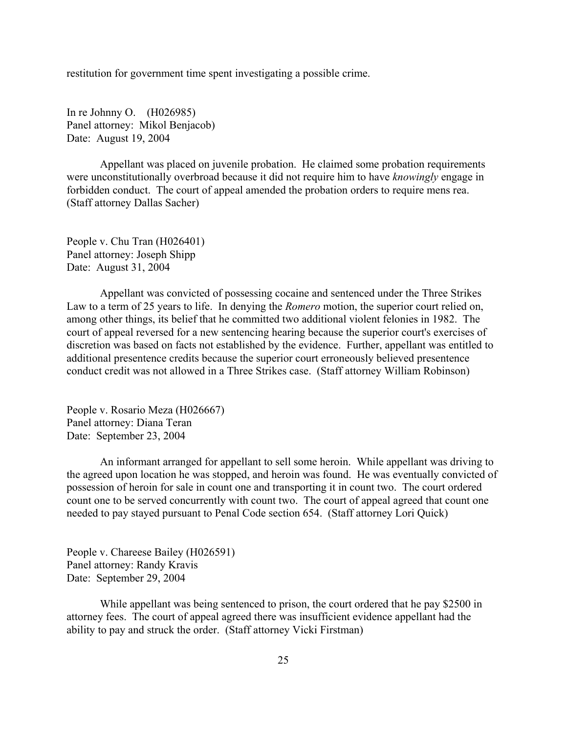restitution for government time spent investigating a possible crime.

In re Johnny O. (H026985)
Panel attorney: Mikol Benjacob)
Date: August 19, 2004

Appellant was placed on juvenile probation. He claimed some probation requirements were unconstitutionally overbroad because it did not require him to have *knowingly* engage in forbidden conduct. The court of appeal amended the probation orders to require mens rea. (Staff attorney Dallas Sacher)

People v. Chu Tran (H026401)
Panel attorney: Joseph Shipp
Date: August 31, 2004

Appellant was convicted of possessing cocaine and sentenced under the Three Strikes Law to a term of 25 years to life. In denying the *Romero* motion, the superior court relied on, among other things, its belief that he committed two additional violent felonies in 1982. The court of appeal reversed for a new sentencing hearing because the superior court's exercises of discretion was based on facts not established by the evidence. Further, appellant was entitled to additional presentence credits because the superior court erroneously believed presentence conduct credit was not allowed in a Three Strikes case. (Staff attorney William Robinson)

People v. Rosario Meza (H026667)
Panel attorney: Diana Teran
Date: September 23, 2004

An informant arranged for appellant to sell some heroin. While appellant was driving to the agreed upon location he was stopped, and heroin was found. He was eventually convicted of possession of heroin for sale in count one and transporting it in count two. The court ordered count one to be served concurrently with count two. The court of appeal agreed that count one needed to pay stayed pursuant to Penal Code section 654. (Staff attorney Lori Quick)

People v. Chareese Bailey (H026591)
Panel attorney: Randy Kravis
Date: September 29, 2004

While appellant was being sentenced to prison, the court ordered that he pay $2500 in attorney fees. The court of appeal agreed there was insufficient evidence appellant had the ability to pay and struck the order. (Staff attorney Vicki Firstman)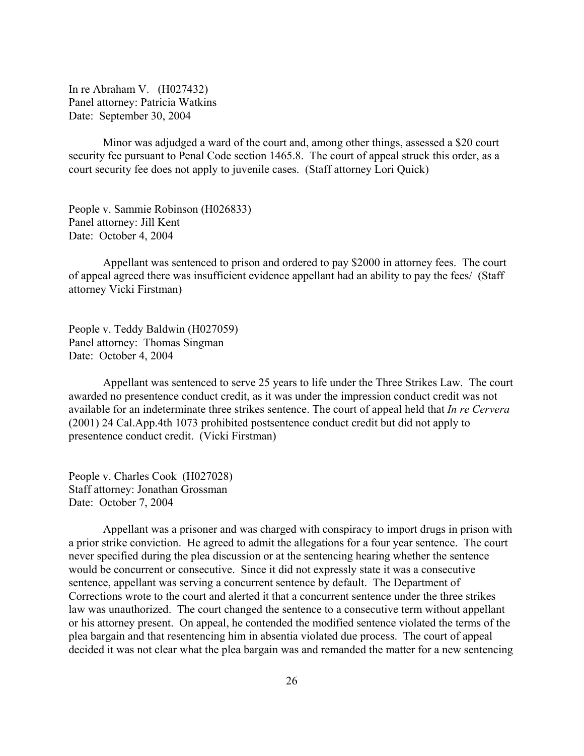In re Abraham V. (H027432)
Panel attorney: Patricia Watkins
Date: September 30, 2004

Minor was adjudged a ward of the court and, among other things, assessed a $20 court security fee pursuant to Penal Code section 1465.8. The court of appeal struck this order, as a court security fee does not apply to juvenile cases. (Staff attorney Lori Quick)

People v. Sammie Robinson (H026833)
Panel attorney: Jill Kent
Date: October 4, 2004

Appellant was sentenced to prison and ordered to pay $2000 in attorney fees. The court of appeal agreed there was insufficient evidence appellant had an ability to pay the fees/ (Staff attorney Vicki Firstman)

People v. Teddy Baldwin (H027059)
Panel attorney: Thomas Singman
Date: October 4, 2004

Appellant was sentenced to serve 25 years to life under the Three Strikes Law. The court awarded no presentence conduct credit, as it was under the impression conduct credit was not available for an indeterminate three strikes sentence. The court of appeal held that *In re Cervera* (2001) 24 Cal.App.4th 1073 prohibited postsentence conduct credit but did not apply to presentence conduct credit. (Vicki Firstman)

People v. Charles Cook (H027028)
Staff attorney: Jonathan Grossman
Date: October 7, 2004

Appellant was a prisoner and was charged with conspiracy to import drugs in prison with a prior strike conviction. He agreed to admit the allegations for a four year sentence. The court never specified during the plea discussion or at the sentencing hearing whether the sentence would be concurrent or consecutive. Since it did not expressly state it was a consecutive sentence, appellant was serving a concurrent sentence by default. The Department of Corrections wrote to the court and alerted it that a concurrent sentence under the three strikes law was unauthorized. The court changed the sentence to a consecutive term without appellant or his attorney present. On appeal, he contended the modified sentence violated the terms of the plea bargain and that resentencing him in absentia violated due process. The court of appeal decided it was not clear what the plea bargain was and remanded the matter for a new sentencing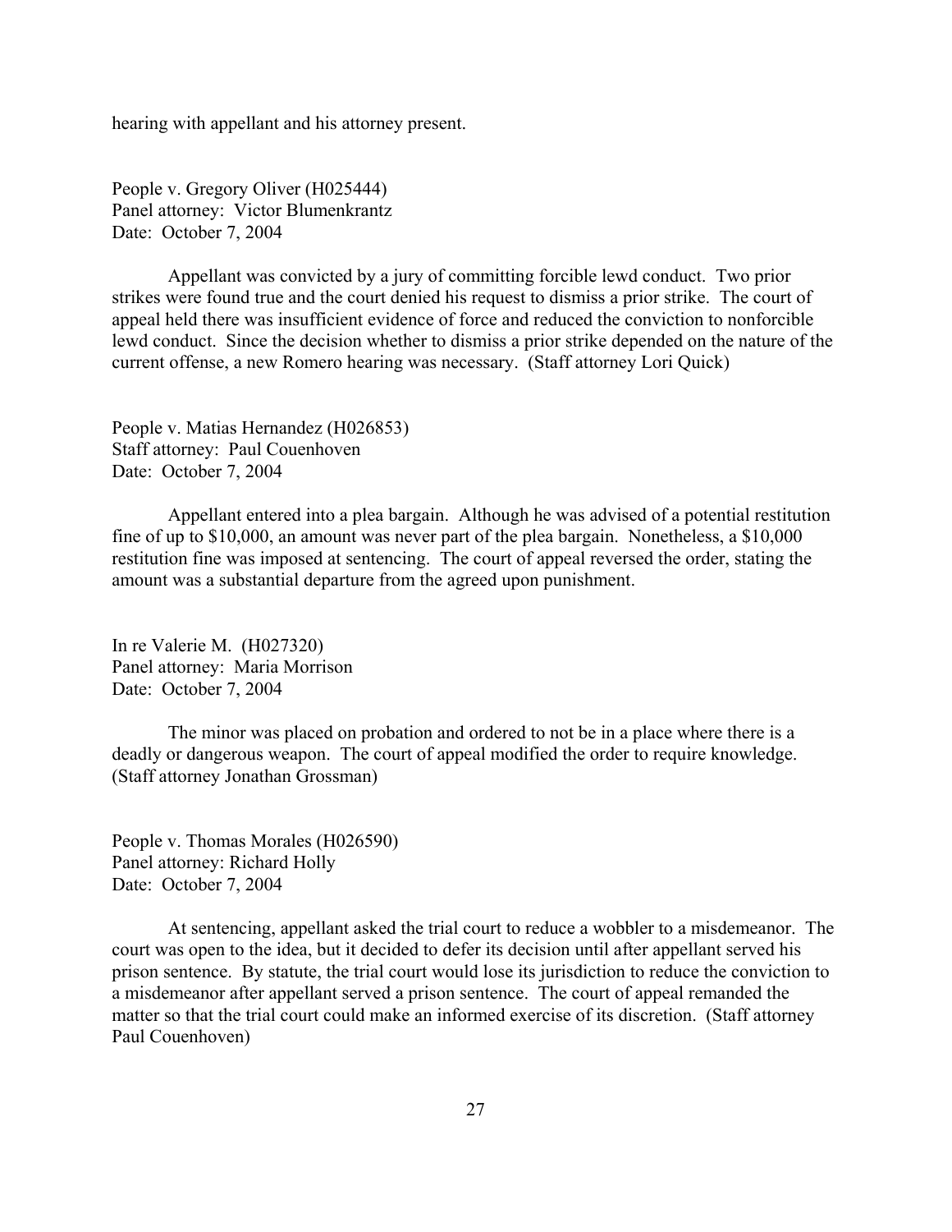hearing with appellant and his attorney present.

People v. Gregory Oliver (H025444)
Panel attorney: Victor Blumenkrantz
Date: October 7, 2004

Appellant was convicted by a jury of committing forcible lewd conduct. Two prior strikes were found true and the court denied his request to dismiss a prior strike. The court of appeal held there was insufficient evidence of force and reduced the conviction to nonforcible lewd conduct. Since the decision whether to dismiss a prior strike depended on the nature of the current offense, a new Romero hearing was necessary. (Staff attorney Lori Quick)

People v. Matias Hernandez (H026853)
Staff attorney: Paul Couenhoven
Date: October 7, 2004

Appellant entered into a plea bargain. Although he was advised of a potential restitution fine of up to $10,000, an amount was never part of the plea bargain. Nonetheless, a $10,000 restitution fine was imposed at sentencing. The court of appeal reversed the order, stating the amount was a substantial departure from the agreed upon punishment.

In re Valerie M. (H027320)
Panel attorney: Maria Morrison
Date: October 7, 2004

The minor was placed on probation and ordered to not be in a place where there is a deadly or dangerous weapon. The court of appeal modified the order to require knowledge. (Staff attorney Jonathan Grossman)

People v. Thomas Morales (H026590)
Panel attorney: Richard Holly
Date: October 7, 2004

At sentencing, appellant asked the trial court to reduce a wobbler to a misdemeanor. The court was open to the idea, but it decided to defer its decision until after appellant served his prison sentence. By statute, the trial court would lose its jurisdiction to reduce the conviction to a misdemeanor after appellant served a prison sentence. The court of appeal remanded the matter so that the trial court could make an informed exercise of its discretion. (Staff attorney Paul Couenhoven)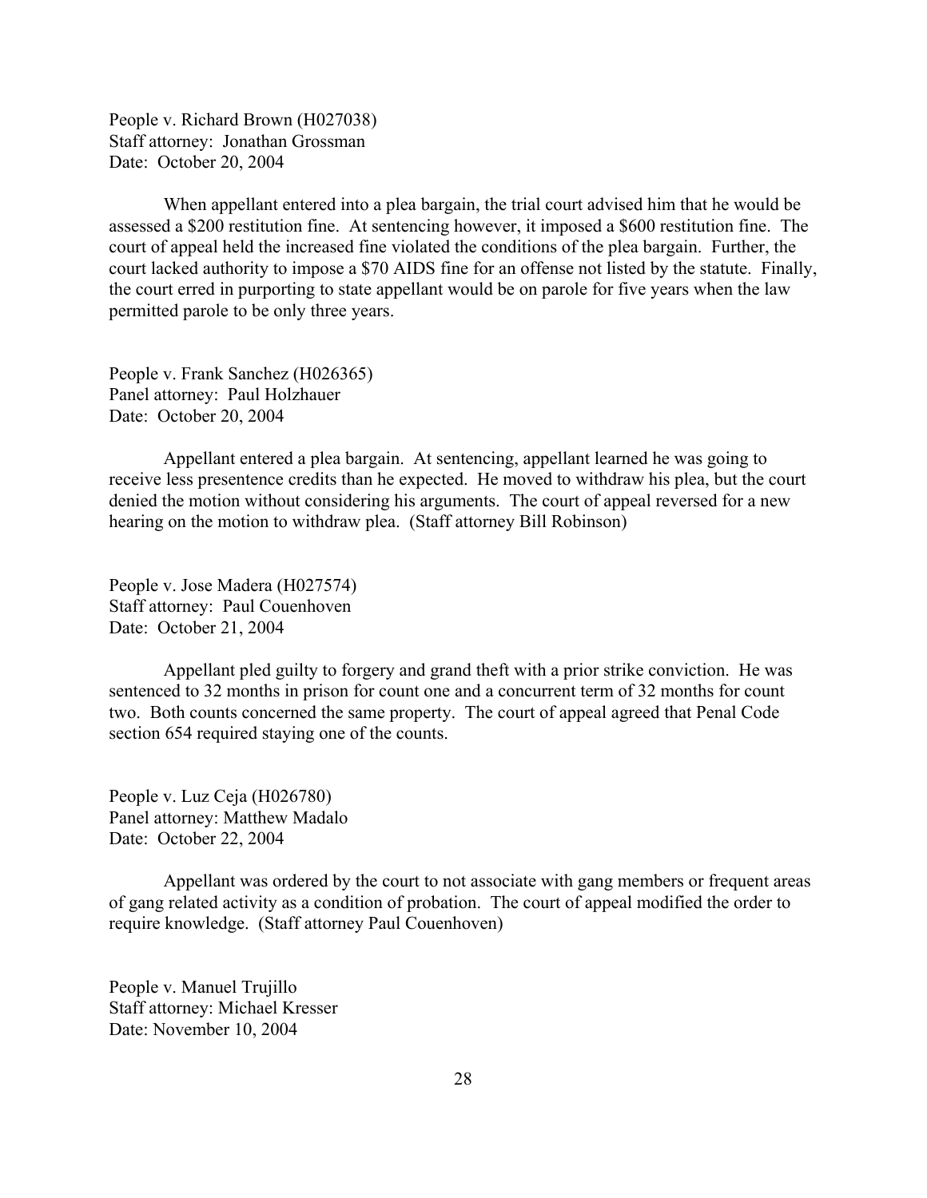People v. Richard Brown (H027038)
Staff attorney: Jonathan Grossman
Date: October 20, 2004

When appellant entered into a plea bargain, the trial court advised him that he would be assessed a $200 restitution fine. At sentencing however, it imposed a $600 restitution fine. The court of appeal held the increased fine violated the conditions of the plea bargain. Further, the court lacked authority to impose a $70 AIDS fine for an offense not listed by the statute. Finally, the court erred in purporting to state appellant would be on parole for five years when the law permitted parole to be only three years.

People v. Frank Sanchez (H026365)
Panel attorney: Paul Holzhauer
Date: October 20, 2004

Appellant entered a plea bargain. At sentencing, appellant learned he was going to receive less presentence credits than he expected. He moved to withdraw his plea, but the court denied the motion without considering his arguments. The court of appeal reversed for a new hearing on the motion to withdraw plea. (Staff attorney Bill Robinson)

People v. Jose Madera (H027574)
Staff attorney: Paul Couenhoven
Date: October 21, 2004

Appellant pled guilty to forgery and grand theft with a prior strike conviction. He was sentenced to 32 months in prison for count one and a concurrent term of 32 months for count two. Both counts concerned the same property. The court of appeal agreed that Penal Code section 654 required staying one of the counts.

People v. Luz Ceja (H026780)
Panel attorney: Matthew Madalo
Date: October 22, 2004

Appellant was ordered by the court to not associate with gang members or frequent areas of gang related activity as a condition of probation. The court of appeal modified the order to require knowledge. (Staff attorney Paul Couenhoven)

People v. Manuel Trujillo
Staff attorney: Michael Kresser
Date: November 10, 2004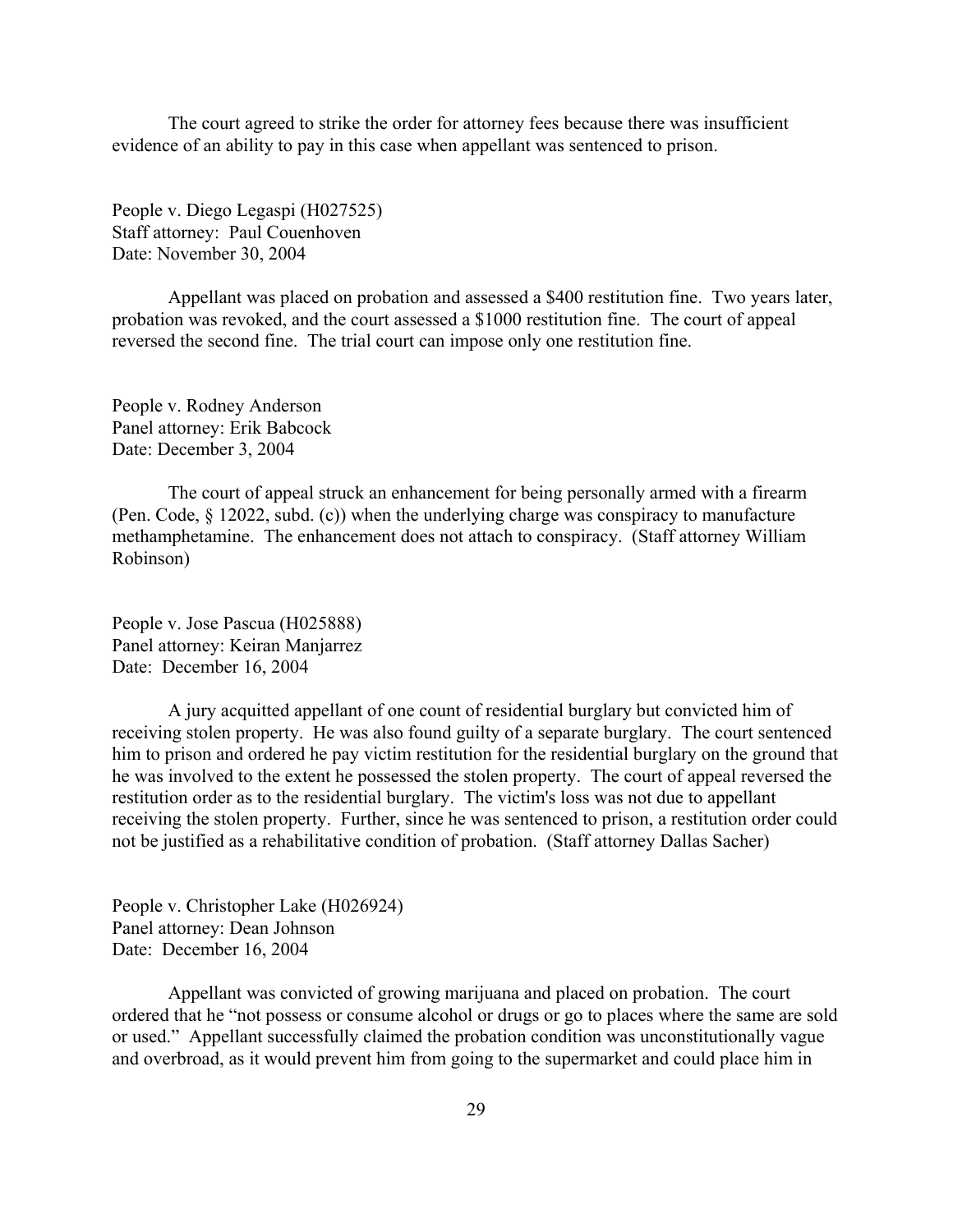The court agreed to strike the order for attorney fees because there was insufficient evidence of an ability to pay in this case when appellant was sentenced to prison.

People v. Diego Legaspi (H027525)
Staff attorney: Paul Couenhoven
Date: November 30, 2004

Appellant was placed on probation and assessed a $400 restitution fine. Two years later, probation was revoked, and the court assessed a $1000 restitution fine. The court of appeal reversed the second fine. The trial court can impose only one restitution fine.

People v. Rodney Anderson
Panel attorney: Erik Babcock
Date: December 3, 2004

The court of appeal struck an enhancement for being personally armed with a firearm (Pen. Code, § 12022, subd. (c)) when the underlying charge was conspiracy to manufacture methamphetamine. The enhancement does not attach to conspiracy. (Staff attorney William Robinson)

People v. Jose Pascua (H025888)
Panel attorney: Keiran Manjarrez
Date: December 16, 2004

A jury acquitted appellant of one count of residential burglary but convicted him of receiving stolen property. He was also found guilty of a separate burglary. The court sentenced him to prison and ordered he pay victim restitution for the residential burglary on the ground that he was involved to the extent he possessed the stolen property. The court of appeal reversed the restitution order as to the residential burglary. The victim's loss was not due to appellant receiving the stolen property. Further, since he was sentenced to prison, a restitution order could not be justified as a rehabilitative condition of probation. (Staff attorney Dallas Sacher)

People v. Christopher Lake (H026924)
Panel attorney: Dean Johnson
Date: December 16, 2004

Appellant was convicted of growing marijuana and placed on probation. The court ordered that he "not possess or consume alcohol or drugs or go to places where the same are sold or used." Appellant successfully claimed the probation condition was unconstitutionally vague and overbroad, as it would prevent him from going to the supermarket and could place him in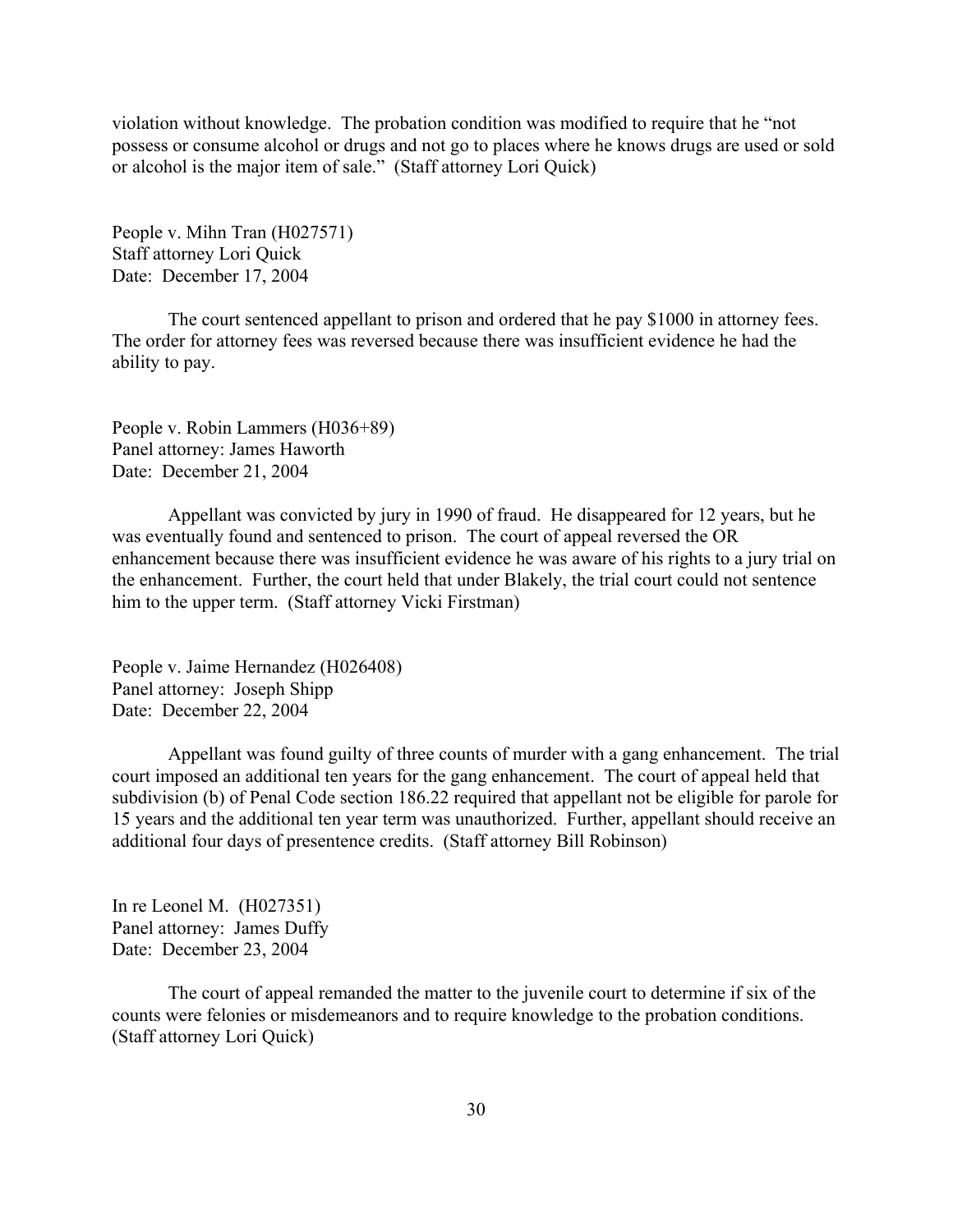violation without knowledge. The probation condition was modified to require that he "not possess or consume alcohol or drugs and not go to places where he knows drugs are used or sold or alcohol is the major item of sale." (Staff attorney Lori Quick)

People v. Mihn Tran (H027571)
Staff attorney Lori Quick
Date: December 17, 2004

The court sentenced appellant to prison and ordered that he pay $1000 in attorney fees. The order for attorney fees was reversed because there was insufficient evidence he had the ability to pay.

People v. Robin Lammers (H036+89)
Panel attorney: James Haworth
Date: December 21, 2004

Appellant was convicted by jury in 1990 of fraud. He disappeared for 12 years, but he was eventually found and sentenced to prison. The court of appeal reversed the OR enhancement because there was insufficient evidence he was aware of his rights to a jury trial on the enhancement. Further, the court held that under Blakely, the trial court could not sentence him to the upper term. (Staff attorney Vicki Firstman)

People v. Jaime Hernandez (H026408)
Panel attorney: Joseph Shipp
Date: December 22, 2004

Appellant was found guilty of three counts of murder with a gang enhancement. The trial court imposed an additional ten years for the gang enhancement. The court of appeal held that subdivision (b) of Penal Code section 186.22 required that appellant not be eligible for parole for 15 years and the additional ten year term was unauthorized. Further, appellant should receive an additional four days of presentence credits. (Staff attorney Bill Robinson)

In re Leonel M. (H027351)
Panel attorney: James Duffy
Date: December 23, 2004

The court of appeal remanded the matter to the juvenile court to determine if six of the counts were felonies or misdemeanors and to require knowledge to the probation conditions. (Staff attorney Lori Quick)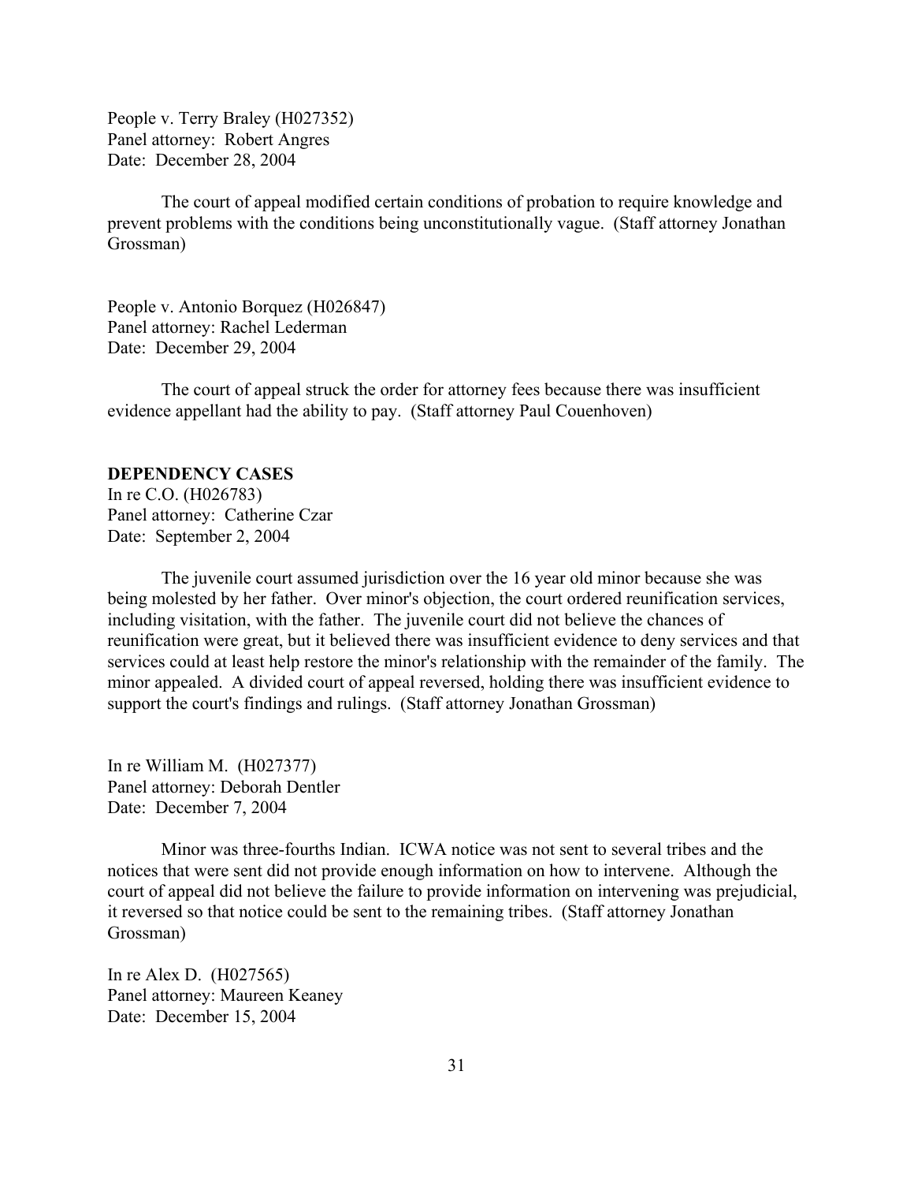People v. Terry Braley (H027352)
Panel attorney: Robert Angres
Date: December 28, 2004

The court of appeal modified certain conditions of probation to require knowledge and prevent problems with the conditions being unconstitutionally vague. (Staff attorney Jonathan Grossman)

People v. Antonio Borquez (H026847)
Panel attorney: Rachel Lederman
Date: December 29, 2004

The court of appeal struck the order for attorney fees because there was insufficient evidence appellant had the ability to pay. (Staff attorney Paul Couenhoven)

**DEPENDENCY CASES**

In re C.O. (H026783)
Panel attorney: Catherine Czar
Date: September 2, 2004

The juvenile court assumed jurisdiction over the 16 year old minor because she was being molested by her father. Over minor's objection, the court ordered reunification services, including visitation, with the father. The juvenile court did not believe the chances of reunification were great, but it believed there was insufficient evidence to deny services and that services could at least help restore the minor's relationship with the remainder of the family. The minor appealed. A divided court of appeal reversed, holding there was insufficient evidence to support the court's findings and rulings. (Staff attorney Jonathan Grossman)

In re William M. (H027377)
Panel attorney: Deborah Dentler
Date: December 7, 2004

Minor was three-fourths Indian. ICWA notice was not sent to several tribes and the notices that were sent did not provide enough information on how to intervene. Although the court of appeal did not believe the failure to provide information on intervening was prejudicial, it reversed so that notice could be sent to the remaining tribes. (Staff attorney Jonathan Grossman)

In re Alex D. (H027565)
Panel attorney: Maureen Keaney
Date: December 15, 2004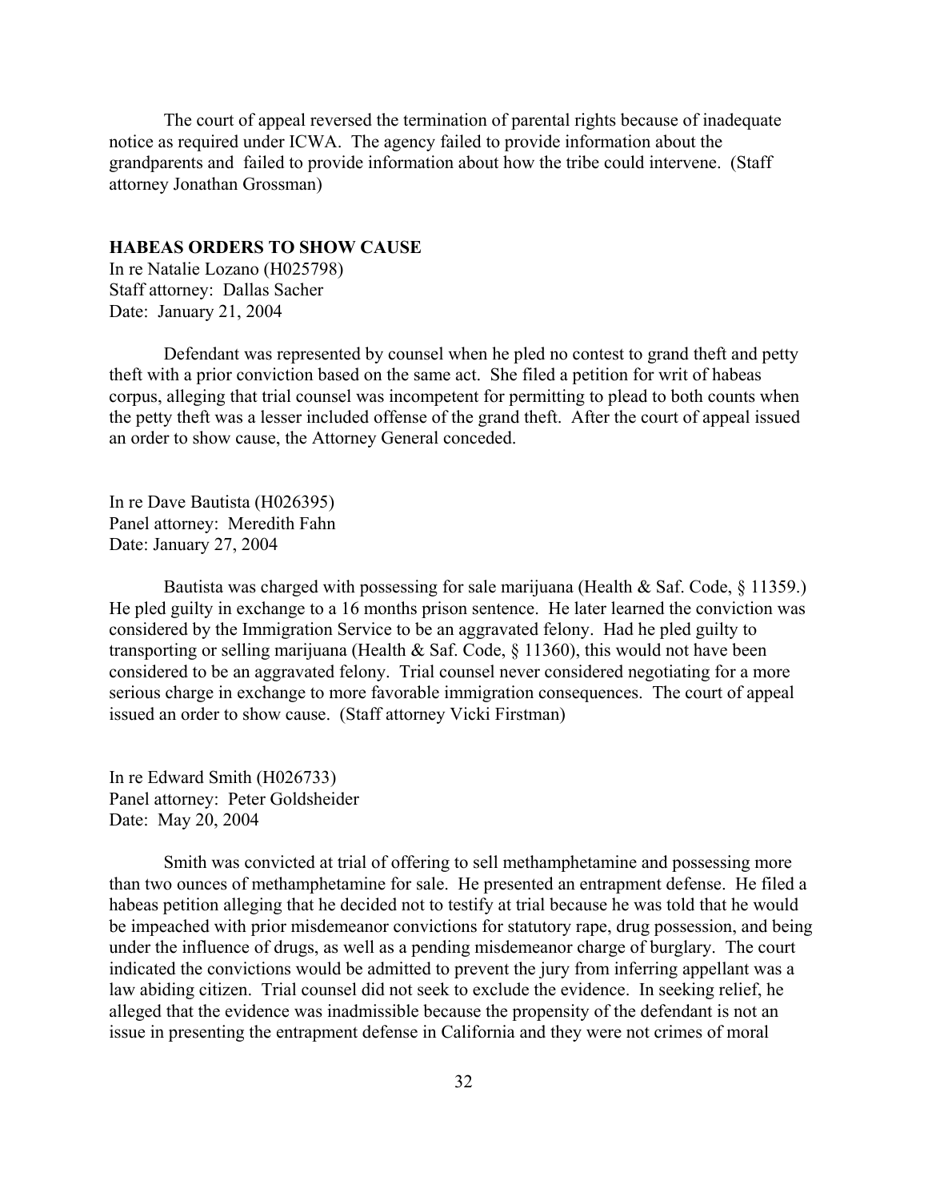The court of appeal reversed the termination of parental rights because of inadequate notice as required under ICWA. The agency failed to provide information about the grandparents and failed to provide information about how the tribe could intervene. (Staff attorney Jonathan Grossman)

**HABEAS ORDERS TO SHOW CAUSE**

In re Natalie Lozano (H025798)
Staff attorney: Dallas Sacher
Date: January 21, 2004

Defendant was represented by counsel when he pled no contest to grand theft and petty theft with a prior conviction based on the same act. She filed a petition for writ of habeas corpus, alleging that trial counsel was incompetent for permitting to plead to both counts when the petty theft was a lesser included offense of the grand theft. After the court of appeal issued an order to show cause, the Attorney General conceded.

In re Dave Bautista (H026395)
Panel attorney: Meredith Fahn
Date: January 27, 2004

Bautista was charged with possessing for sale marijuana (Health & Saf. Code, § 11359.) He pled guilty in exchange to a 16 months prison sentence. He later learned the conviction was considered by the Immigration Service to be an aggravated felony. Had he pled guilty to transporting or selling marijuana (Health & Saf. Code, § 11360), this would not have been considered to be an aggravated felony. Trial counsel never considered negotiating for a more serious charge in exchange to more favorable immigration consequences. The court of appeal issued an order to show cause. (Staff attorney Vicki Firstman)

In re Edward Smith (H026733)
Panel attorney: Peter Goldsheider
Date: May 20, 2004

Smith was convicted at trial of offering to sell methamphetamine and possessing more than two ounces of methamphetamine for sale. He presented an entrapment defense. He filed a habeas petition alleging that he decided not to testify at trial because he was told that he would be impeached with prior misdemeanor convictions for statutory rape, drug possession, and being under the influence of drugs, as well as a pending misdemeanor charge of burglary. The court indicated the convictions would be admitted to prevent the jury from inferring appellant was a law abiding citizen. Trial counsel did not seek to exclude the evidence. In seeking relief, he alleged that the evidence was inadmissible because the propensity of the defendant is not an issue in presenting the entrapment defense in California and they were not crimes of moral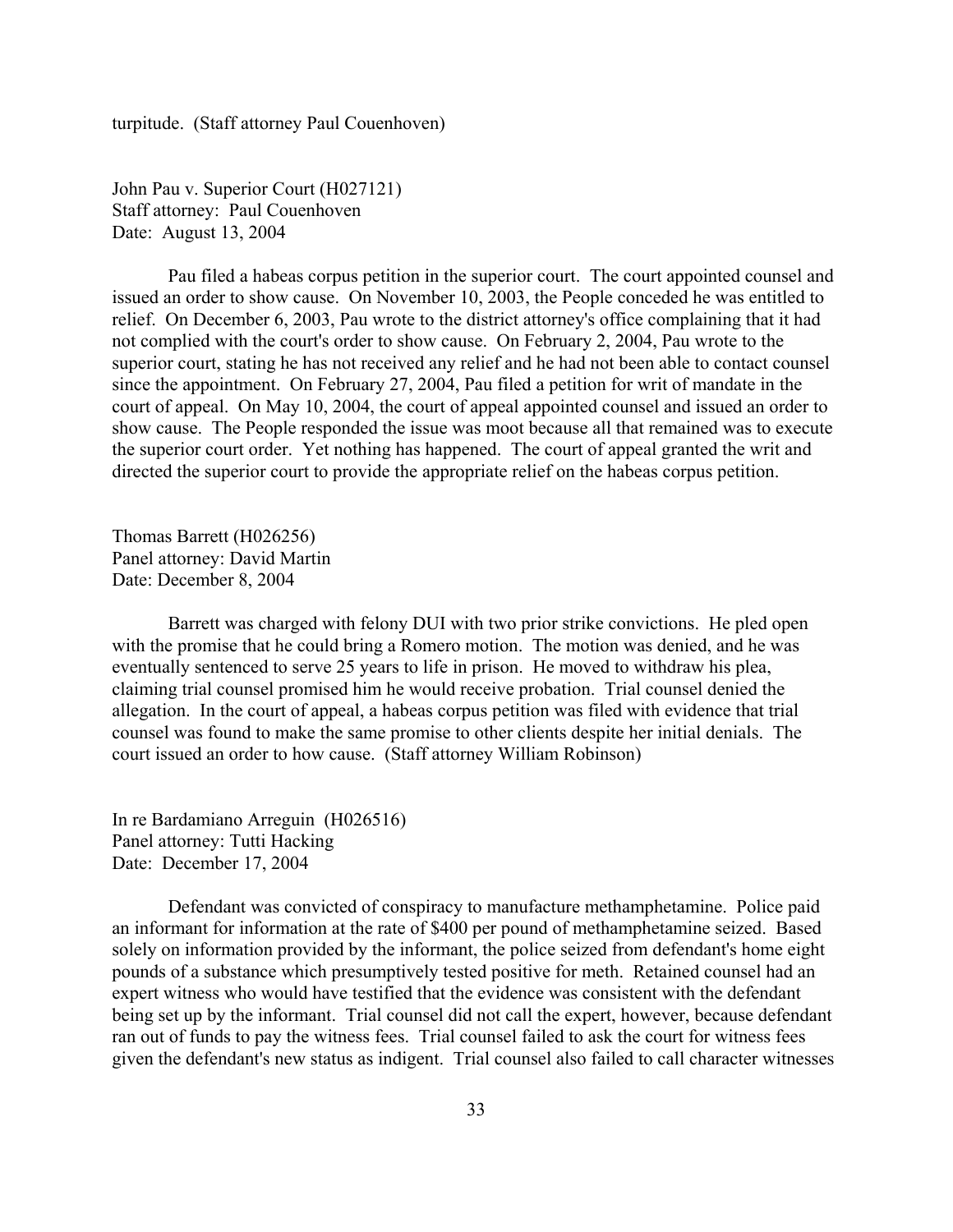turpitude. (Staff attorney Paul Couenhoven)

John Pau v. Superior Court (H027121)
Staff attorney: Paul Couenhoven
Date: August 13, 2004

Pau filed a habeas corpus petition in the superior court. The court appointed counsel and issued an order to show cause. On November 10, 2003, the People conceded he was entitled to relief. On December 6, 2003, Pau wrote to the district attorney's office complaining that it had not complied with the court's order to show cause. On February 2, 2004, Pau wrote to the superior court, stating he has not received any relief and he had not been able to contact counsel since the appointment. On February 27, 2004, Pau filed a petition for writ of mandate in the court of appeal. On May 10, 2004, the court of appeal appointed counsel and issued an order to show cause. The People responded the issue was moot because all that remained was to execute the superior court order. Yet nothing has happened. The court of appeal granted the writ and directed the superior court to provide the appropriate relief on the habeas corpus petition.

Thomas Barrett (H026256)
Panel attorney: David Martin
Date: December 8, 2004

Barrett was charged with felony DUI with two prior strike convictions. He pled open with the promise that he could bring a Romero motion. The motion was denied, and he was eventually sentenced to serve 25 years to life in prison. He moved to withdraw his plea, claiming trial counsel promised him he would receive probation. Trial counsel denied the allegation. In the court of appeal, a habeas corpus petition was filed with evidence that trial counsel was found to make the same promise to other clients despite her initial denials. The court issued an order to how cause. (Staff attorney William Robinson)

In re Bardamiano Arreguin (H026516)
Panel attorney: Tutti Hacking
Date: December 17, 2004

Defendant was convicted of conspiracy to manufacture methamphetamine. Police paid an informant for information at the rate of $400 per pound of methamphetamine seized. Based solely on information provided by the informant, the police seized from defendant's home eight pounds of a substance which presumptively tested positive for meth. Retained counsel had an expert witness who would have testified that the evidence was consistent with the defendant being set up by the informant. Trial counsel did not call the expert, however, because defendant ran out of funds to pay the witness fees. Trial counsel failed to ask the court for witness fees given the defendant's new status as indigent. Trial counsel also failed to call character witnesses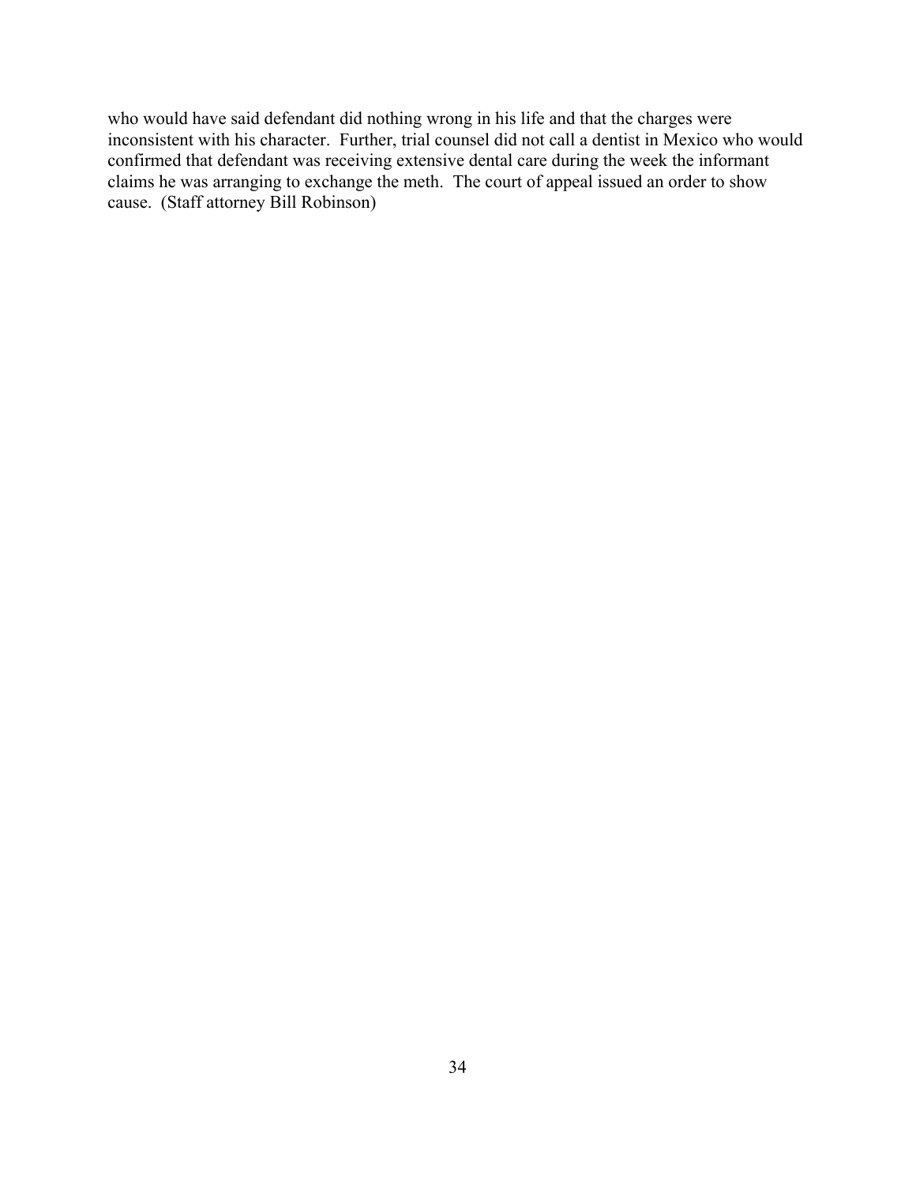who would have said defendant did nothing wrong in his life and that the charges were inconsistent with his character. Further, trial counsel did not call a dentist in Mexico who would confirmed that defendant was receiving extensive dental care during the week the informant claims he was arranging to exchange the meth. The court of appeal issued an order to show cause. (Staff attorney Bill Robinson)